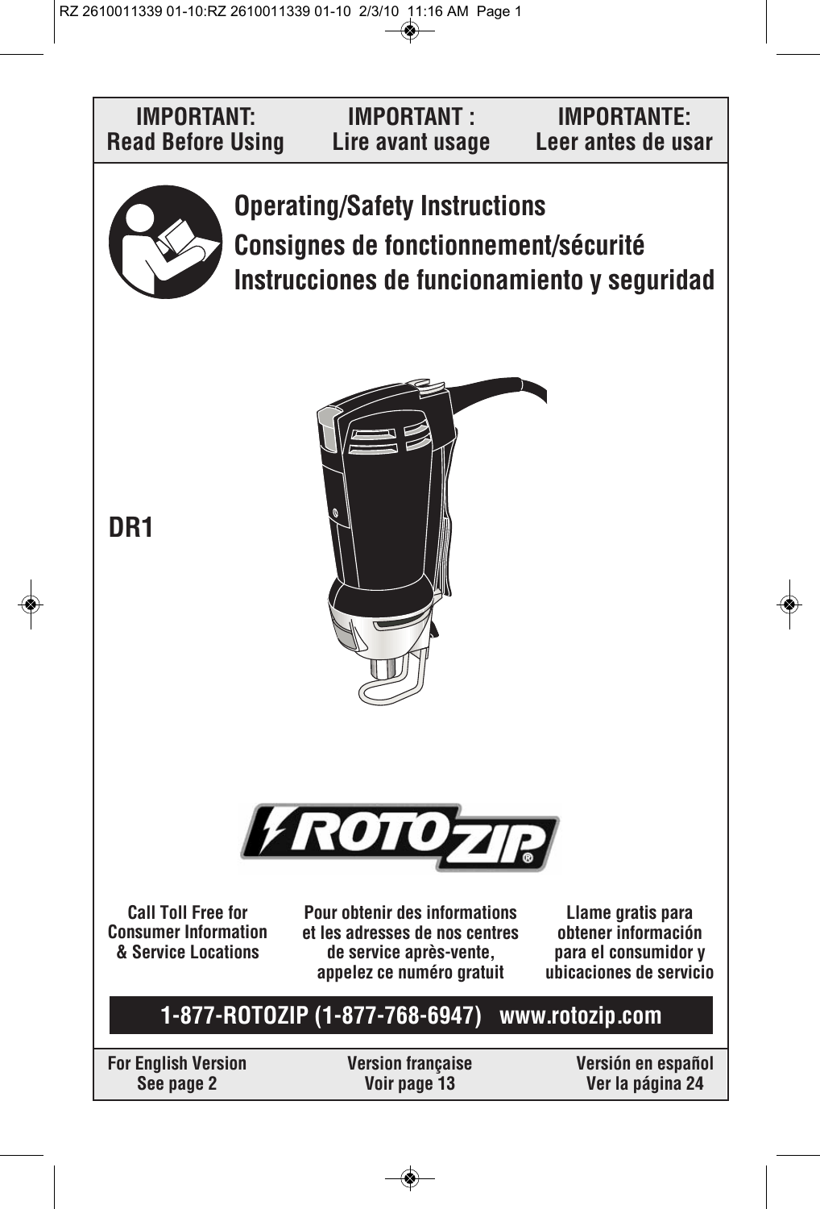| IMPORTANT: Read Before Using | IMPORTANT : Lire avant usage | IMPORTANTE: Leer antes de usar |
|---|---|---|

# Operating/Safety Instructions
# Consignes de fonctionnement/sécurité
# Instrucciones de funcionamiento y seguridad

**DR1**

**ROTOZIP®**

**Call Toll Free for Consumer Information & Service Locations**

**Pour obtenir des informations et les adresses de nos centres de service après-vente, appelez ce numéro gratuit**

**Llame gratis para obtener información para el consumidor y ubicaciones de servicio**

**1-877-ROTOZIP (1-877-768-6947) www.rotozip.com**

| For English Version See page 2 | Version française Voir page 13 | Versión en español Ver la página 24 |
|---|---|---|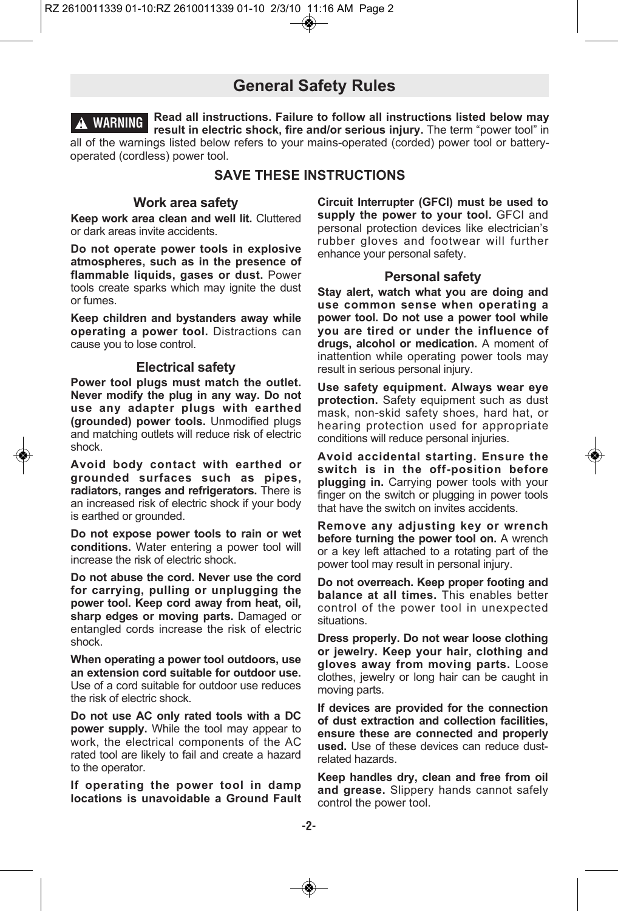## General Safety Rules

**⚠ WARNING** **Read all instructions. Failure to follow all instructions listed below may result in electric shock, fire and/or serious injury.** The term "power tool" in all of the warnings listed below refers to your mains-operated (corded) power tool or battery-operated (cordless) power tool.

**SAVE THESE INSTRUCTIONS**

### Work area safety

**Keep work area clean and well lit.** Cluttered or dark areas invite accidents.

**Do not operate power tools in explosive atmospheres, such as in the presence of flammable liquids, gases or dust.** Power tools create sparks which may ignite the dust or fumes.

**Keep children and bystanders away while operating a power tool.** Distractions can cause you to lose control.

### Electrical safety

**Power tool plugs must match the outlet. Never modify the plug in any way. Do not use any adapter plugs with earthed (grounded) power tools.** Unmodified plugs and matching outlets will reduce risk of electric shock.

**Avoid body contact with earthed or grounded surfaces such as pipes, radiators, ranges and refrigerators.** There is an increased risk of electric shock if your body is earthed or grounded.

**Do not expose power tools to rain or wet conditions.** Water entering a power tool will increase the risk of electric shock.

**Do not abuse the cord. Never use the cord for carrying, pulling or unplugging the power tool. Keep cord away from heat, oil, sharp edges or moving parts.** Damaged or entangled cords increase the risk of electric shock.

**When operating a power tool outdoors, use an extension cord suitable for outdoor use.** Use of a cord suitable for outdoor use reduces the risk of electric shock.

**Do not use AC only rated tools with a DC power supply.** While the tool may appear to work, the electrical components of the AC rated tool are likely to fail and create a hazard to the operator.

**If operating the power tool in damp locations is unavoidable a Ground Fault Circuit Interrupter (GFCI) must be used to supply the power to your tool.** GFCI and personal protection devices like electrician's rubber gloves and footwear will further enhance your personal safety.

### Personal safety

**Stay alert, watch what you are doing and use common sense when operating a power tool. Do not use a power tool while you are tired or under the influence of drugs, alcohol or medication.** A moment of inattention while operating power tools may result in serious personal injury.

**Use safety equipment. Always wear eye protection.** Safety equipment such as dust mask, non-skid safety shoes, hard hat, or hearing protection used for appropriate conditions will reduce personal injuries.

**Avoid accidental starting. Ensure the switch is in the off-position before plugging in.** Carrying power tools with your finger on the switch or plugging in power tools that have the switch on invites accidents.

**Remove any adjusting key or wrench before turning the power tool on.** A wrench or a key left attached to a rotating part of the power tool may result in personal injury.

**Do not overreach. Keep proper footing and balance at all times.** This enables better control of the power tool in unexpected situations.

**Dress properly. Do not wear loose clothing or jewelry. Keep your hair, clothing and gloves away from moving parts.** Loose clothes, jewelry or long hair can be caught in moving parts.

**If devices are provided for the connection of dust extraction and collection facilities, ensure these are connected and properly used.** Use of these devices can reduce dust-related hazards.

**Keep handles dry, clean and free from oil and grease.** Slippery hands cannot safely control the power tool.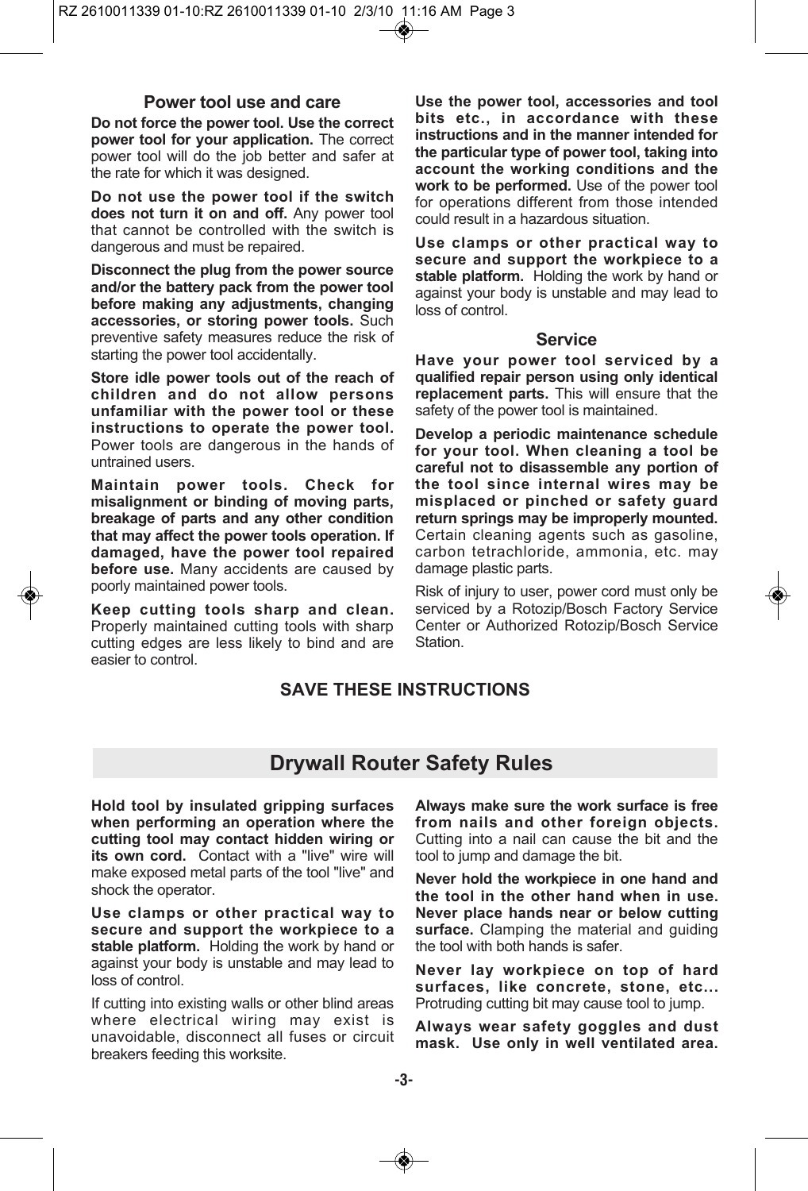### Power tool use and care

**Do not force the power tool. Use the correct power tool for your application.** The correct power tool will do the job better and safer at the rate for which it was designed.

**Do not use the power tool if the switch does not turn it on and off.** Any power tool that cannot be controlled with the switch is dangerous and must be repaired.

**Disconnect the plug from the power source and/or the battery pack from the power tool before making any adjustments, changing accessories, or storing power tools.** Such preventive safety measures reduce the risk of starting the power tool accidentally.

**Store idle power tools out of the reach of children and do not allow persons unfamiliar with the power tool or these instructions to operate the power tool.** Power tools are dangerous in the hands of untrained users.

**Maintain power tools. Check for misalignment or binding of moving parts, breakage of parts and any other condition that may affect the power tools operation. If damaged, have the power tool repaired before use.** Many accidents are caused by poorly maintained power tools.

**Keep cutting tools sharp and clean.** Properly maintained cutting tools with sharp cutting edges are less likely to bind and are easier to control.

**Use the power tool, accessories and tool bits etc., in accordance with these instructions and in the manner intended for the particular type of power tool, taking into account the working conditions and the work to be performed.** Use of the power tool for operations different from those intended could result in a hazardous situation.

**Use clamps or other practical way to secure and support the workpiece to a stable platform.** Holding the work by hand or against your body is unstable and may lead to loss of control.

### Service

**Have your power tool serviced by a qualified repair person using only identical replacement parts.** This will ensure that the safety of the power tool is maintained.

**Develop a periodic maintenance schedule for your tool. When cleaning a tool be careful not to disassemble any portion of the tool since internal wires may be misplaced or pinched or safety guard return springs may be improperly mounted.** Certain cleaning agents such as gasoline, carbon tetrachloride, ammonia, etc. may damage plastic parts.

Risk of injury to user, power cord must only be serviced by a Rotozip/Bosch Factory Service Center or Authorized Rotozip/Bosch Service Station.

**SAVE THESE INSTRUCTIONS**

## Drywall Router Safety Rules

**Hold tool by insulated gripping surfaces when performing an operation where the cutting tool may contact hidden wiring or its own cord.** Contact with a "live" wire will make exposed metal parts of the tool "live" and shock the operator.

**Use clamps or other practical way to secure and support the workpiece to a stable platform.** Holding the work by hand or against your body is unstable and may lead to loss of control.

If cutting into existing walls or other blind areas where electrical wiring may exist is unavoidable, disconnect all fuses or circuit breakers feeding this worksite.

**Always make sure the work surface is free from nails and other foreign objects.** Cutting into a nail can cause the bit and the tool to jump and damage the bit.

**Never hold the workpiece in one hand and the tool in the other hand when in use. Never place hands near or below cutting surface.** Clamping the material and guiding the tool with both hands is safer.

**Never lay workpiece on top of hard surfaces, like concrete, stone, etc...** Protruding cutting bit may cause tool to jump.

**Always wear safety goggles and dust mask. Use only in well ventilated area.**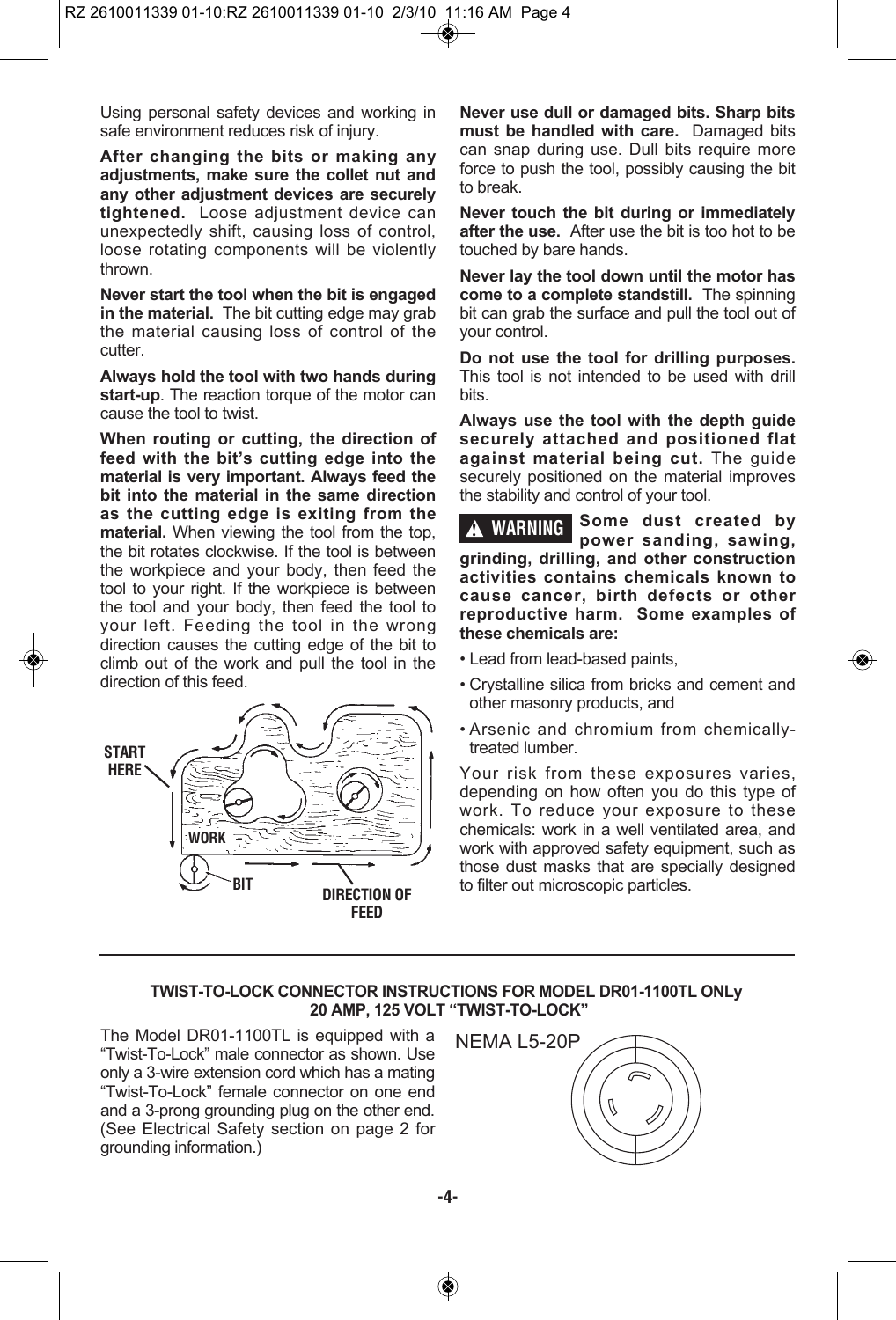Using personal safety devices and working in safe environment reduces risk of injury.

**After changing the bits or making any adjustments, make sure the collet nut and any other adjustment devices are securely tightened.** Loose adjustment device can unexpectedly shift, causing loss of control, loose rotating components will be violently thrown.

**Never start the tool when the bit is engaged in the material.** The bit cutting edge may grab the material causing loss of control of the cutter.

**Always hold the tool with two hands during start-up**. The reaction torque of the motor can cause the tool to twist.

**When routing or cutting, the direction of feed with the bit's cutting edge into the material is very important. Always feed the bit into the material in the same direction as the cutting edge is exiting from the material.** When viewing the tool from the top, the bit rotates clockwise. If the tool is between the workpiece and your body, then feed the tool to your right. If the workpiece is between the tool and your body, then feed the tool to your left. Feeding the tool in the wrong direction causes the cutting edge of the bit to climb out of the work and pull the tool in the direction of this feed.

START HERE

WORK

BIT

DIRECTION OF FEED

**Never use dull or damaged bits. Sharp bits must be handled with care.** Damaged bits can snap during use. Dull bits require more force to push the tool, possibly causing the bit to break.

**Never touch the bit during or immediately after the use.** After use the bit is too hot to be touched by bare hands.

**Never lay the tool down until the motor has come to a complete standstill.** The spinning bit can grab the surface and pull the tool out of your control.

**Do not use the tool for drilling purposes.** This tool is not intended to be used with drill bits.

**Always use the tool with the depth guide securely attached and positioned flat against material being cut.** The guide securely positioned on the material improves the stability and control of your tool.

**⚠ WARNING** **Some dust created by power sanding, sawing, grinding, drilling, and other construction activities contains chemicals known to cause cancer, birth defects or other reproductive harm. Some examples of these chemicals are:**

- Lead from lead-based paints,
- Crystalline silica from bricks and cement and other masonry products, and
- Arsenic and chromium from chemically-treated lumber.

Your risk from these exposures varies, depending on how often you do this type of work. To reduce your exposure to these chemicals: work in a well ventilated area, and work with approved safety equipment, such as those dust masks that are specially designed to filter out microscopic particles.

**TWIST-TO-LOCK CONNECTOR INSTRUCTIONS FOR MODEL DR01-1100TL ONLy**
**20 AMP, 125 VOLT "TWIST-TO-LOCK"**

The Model DR01-1100TL is equipped with a "Twist-To-Lock" male connector as shown. Use only a 3-wire extension cord which has a mating "Twist-To-Lock" female connector on one end and a 3-prong grounding plug on the other end. (See Electrical Safety section on page 2 for grounding information.)

NEMA L5-20P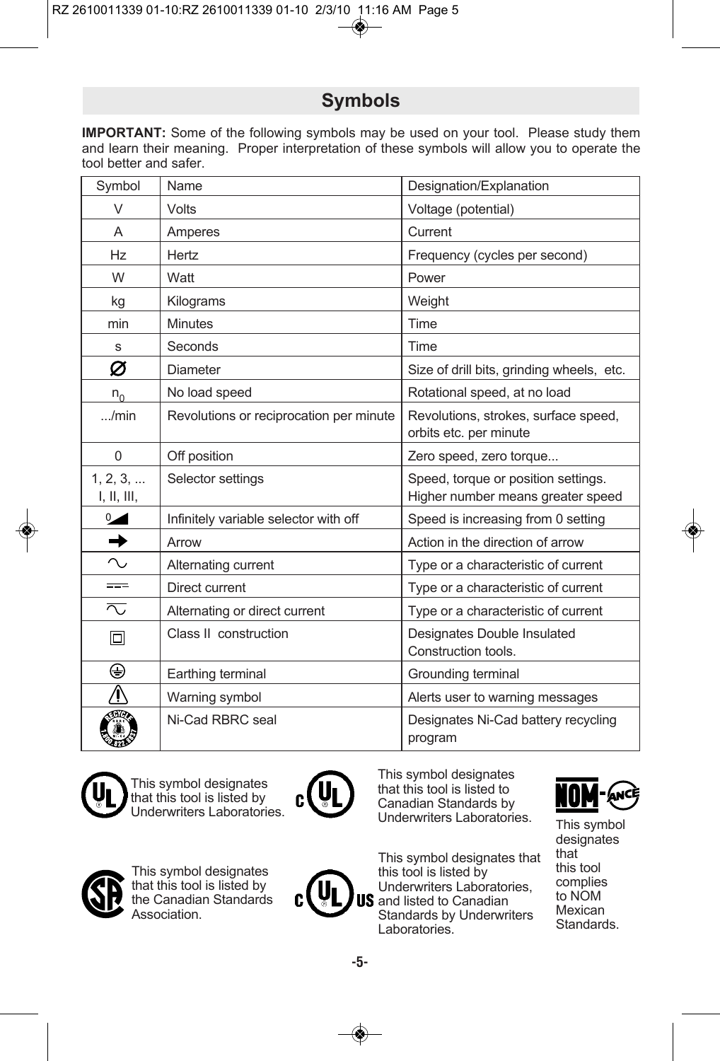## Symbols

**IMPORTANT:** Some of the following symbols may be used on your tool. Please study them and learn their meaning. Proper interpretation of these symbols will allow you to operate the tool better and safer.

| Symbol | Name | Designation/Explanation |
|---|---|---|
| V | Volts | Voltage (potential) |
| A | Amperes | Current |
| Hz | Hertz | Frequency (cycles per second) |
| W | Watt | Power |
| kg | Kilograms | Weight |
| min | Minutes | Time |
| s | Seconds | Time |
| ∅ | Diameter | Size of drill bits, grinding wheels, etc. |
| $n_0$ | No load speed | Rotational speed, at no load |
| .../min | Revolutions or reciprocation per minute | Revolutions, strokes, surface speed, orbits etc. per minute |
| 0 | Off position | Zero speed, zero torque... |
| 1, 2, 3, ... I, II, III, | Selector settings | Speed, torque or position settings. Higher number means greater speed |
| 0◢ | Infinitely variable selector with off | Speed is increasing from 0 setting |
| ➡ | Arrow | Action in the direction of arrow |
| ∿ | Alternating current | Type or a characteristic of current |
| ⎓ | Direct current | Type or a characteristic of current |
| ≂ | Alternating or direct current | Type or a characteristic of current |
| ⧈ | Class II construction | Designates Double Insulated Construction tools. |
| ⏚ | Earthing terminal | Grounding terminal |
| ⚠ | Warning symbol | Alerts user to warning messages |
| RBRC | Ni-Cad RBRC seal | Designates Ni-Cad battery recycling program |

UL: This symbol designates that this tool is listed by Underwriters Laboratories.

cUL: This symbol designates that this tool is listed to Canadian Standards by Underwriters Laboratories.

NOM-ANCE: This symbol designates that this tool complies to NOM Mexican Standards.

CSA: This symbol designates that this tool is listed by the Canadian Standards Association.

cULus: This symbol designates that this tool is listed by Underwriters Laboratories, and listed to Canadian Standards by Underwriters Laboratories.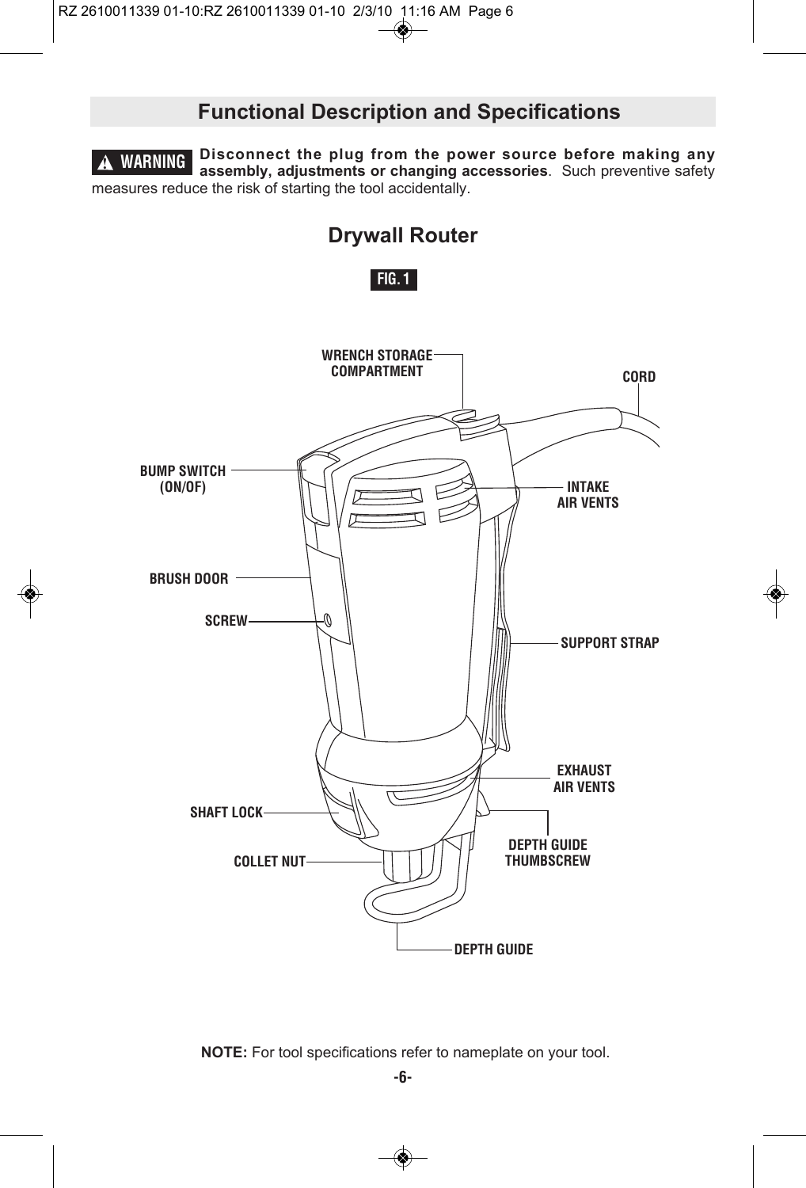## Functional Description and Specifications

**⚠ WARNING** **Disconnect the plug from the power source before making any assembly, adjustments or changing accessories**. Such preventive safety measures reduce the risk of starting the tool accidentally.

### Drywall Router

**FIG. 1**

WRENCH STORAGE COMPARTMENT

CORD

BUMP SWITCH (ON/OF)

INTAKE AIR VENTS

BRUSH DOOR

SCREW

SUPPORT STRAP

EXHAUST AIR VENTS

SHAFT LOCK

DEPTH GUIDE THUMBSCREW

COLLET NUT

DEPTH GUIDE

**NOTE:** For tool specifications refer to nameplate on your tool.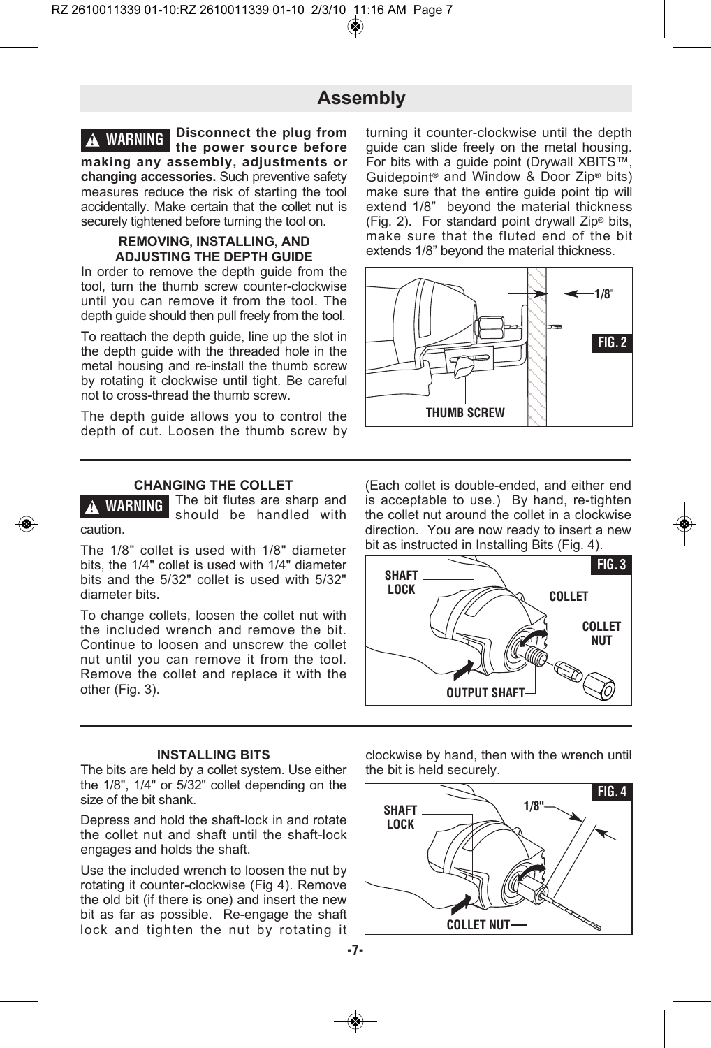## Assembly

**⚠ WARNING** **Disconnect the plug from the power source before making any assembly, adjustments or changing accessories.** Such preventive safety measures reduce the risk of starting the tool accidentally. Make certain that the collet nut is securely tightened before turning the tool on.

### REMOVING, INSTALLING, AND ADJUSTING THE DEPTH GUIDE

In order to remove the depth guide from the tool, turn the thumb screw counter-clockwise until you can remove it from the tool. The depth guide should then pull freely from the tool.

To reattach the depth guide, line up the slot in the depth guide with the threaded hole in the metal housing and re-install the thumb screw by rotating it clockwise until tight. Be careful not to cross-thread the thumb screw.

The depth guide allows you to control the depth of cut. Loosen the thumb screw by turning it counter-clockwise until the depth guide can slide freely on the metal housing. For bits with a guide point (Drywall XBITS™, Guidepoint® and Window & Door Zip® bits) make sure that the entire guide point tip will extend 1/8" beyond the material thickness (Fig. 2). For standard point drywall Zip® bits, make sure that the fluted end of the bit extends 1/8" beyond the material thickness.

FIG. 2 — 1/8" — THUMB SCREW

### CHANGING THE COLLET

**⚠ WARNING** The bit flutes are sharp and should be handled with caution.

The 1/8" collet is used with 1/8" diameter bits, the 1/4" collet is used with 1/4" diameter bits and the 5/32" collet is used with 5/32" diameter bits.

To change collets, loosen the collet nut with the included wrench and remove the bit. Continue to loosen and unscrew the collet nut until you can remove it from the tool. Remove the collet and replace it with the other (Fig. 3).

(Each collet is double-ended, and either end is acceptable to use.) By hand, re-tighten the collet nut around the collet in a clockwise direction. You are now ready to insert a new bit as instructed in Installing Bits (Fig. 4).

FIG. 3 — SHAFT LOCK — COLLET — COLLET NUT — OUTPUT SHAFT

### INSTALLING BITS

The bits are held by a collet system. Use either the 1/8", 1/4" or 5/32" collet depending on the size of the bit shank.

Depress and hold the shaft-lock in and rotate the collet nut and shaft until the shaft-lock engages and holds the shaft.

Use the included wrench to loosen the nut by rotating it counter-clockwise (Fig 4). Remove the old bit (if there is one) and insert the new bit as far as possible. Re-engage the shaft lock and tighten the nut by rotating it clockwise by hand, then with the wrench until the bit is held securely.

FIG. 4 — SHAFT LOCK — 1/8" — COLLET NUT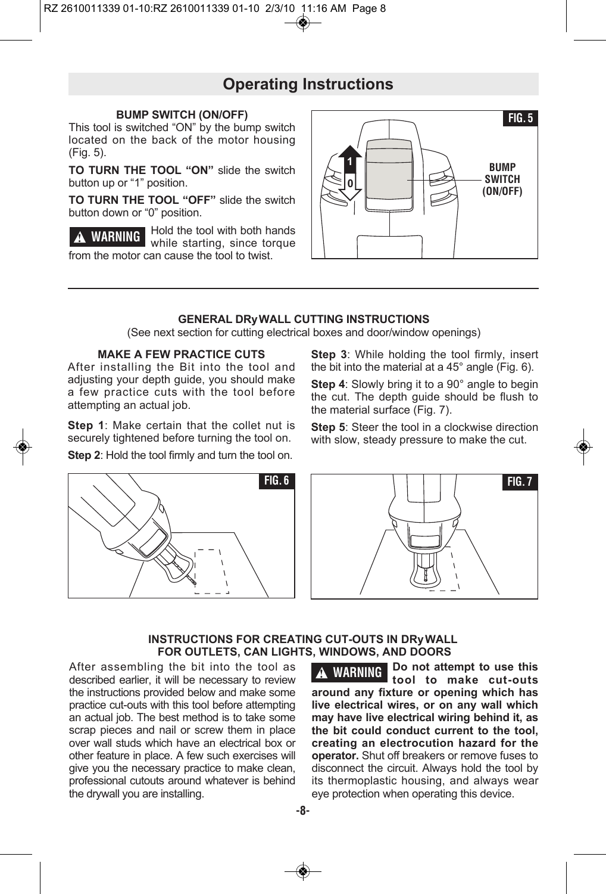# Operating Instructions

### BUMP SWITCH (ON/OFF)

This tool is switched “ON” by the bump switch located on the back of the motor housing (Fig. 5).

**TO TURN THE TOOL “ON”** slide the switch button up or “1” position.

**TO TURN THE TOOL “OFF”** slide the switch button down or “0” position.

**⚠ WARNING** Hold the tool with both hands while starting, since torque from the motor can cause the tool to twist.

FIG. 5

BUMP SWITCH (ON/OFF)

---

### GENERAL DRyWALL CUTTING INSTRUCTIONS

(See next section for cutting electrical boxes and door/window openings)

#### MAKE A FEW PRACTICE CUTS

After installing the Bit into the tool and adjusting your depth guide, you should make a few practice cuts with the tool before attempting an actual job.

**Step 1**: Make certain that the collet nut is securely tightened before turning the tool on.

**Step 2**: Hold the tool firmly and turn the tool on.

**Step 3**: While holding the tool firmly, insert the bit into the material at a 45° angle (Fig. 6).

**Step 4**: Slowly bring it to a 90° angle to begin the cut. The depth guide should be flush to the material surface (Fig. 7).

**Step 5**: Steer the tool in a clockwise direction with slow, steady pressure to make the cut.

FIG. 6

FIG. 7

### INSTRUCTIONS FOR CREATING CUT-OUTS IN DRyWALL FOR OUTLETS, CAN LIGHTS, WINDOWS, AND DOORS

After assembling the bit into the tool as described earlier, it will be necessary to review the instructions provided below and make some practice cut-outs with this tool before attempting an actual job. The best method is to take some scrap pieces and nail or screw them in place over wall studs which have an electrical box or other feature in place. A few such exercises will give you the necessary practice to make clean, professional cutouts around whatever is behind the drywall you are installing.

**⚠ WARNING** **Do not attempt to use this tool to make cut-outs around any fixture or opening which has live electrical wires, or on any wall which may have live electrical wiring behind it, as the bit could conduct current to the tool, creating an electrocution hazard for the operator.** Shut off breakers or remove fuses to disconnect the circuit. Always hold the tool by its thermoplastic housing, and always wear eye protection when operating this device.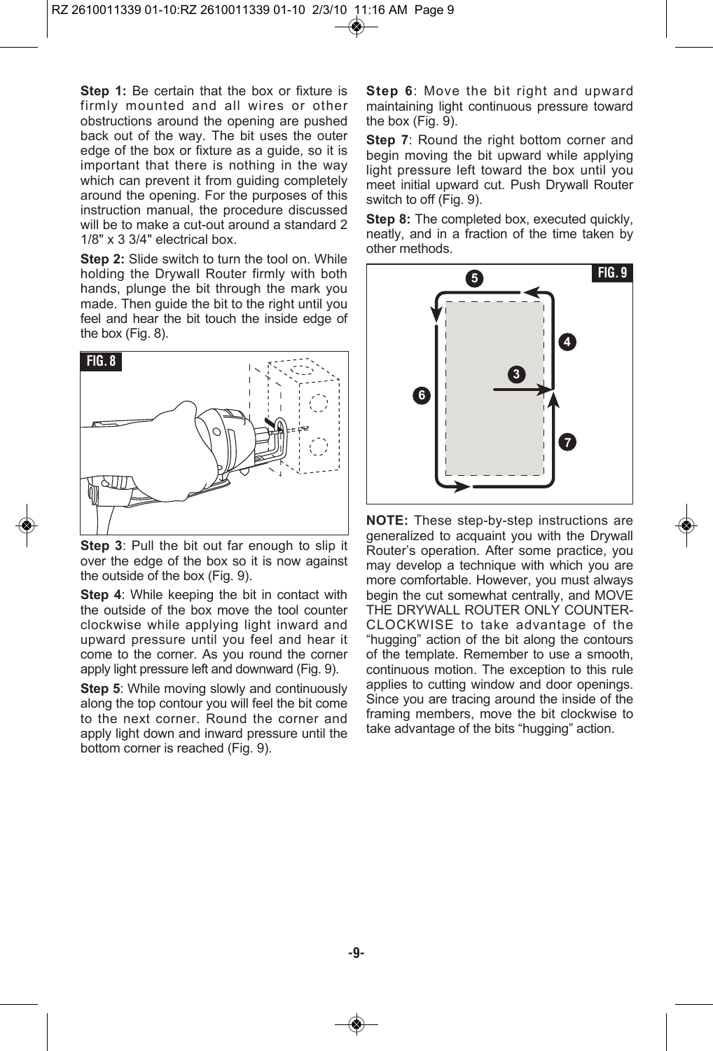**Step 1:** Be certain that the box or fixture is firmly mounted and all wires or other obstructions around the opening are pushed back out of the way. The bit uses the outer edge of the box or fixture as a guide, so it is important that there is nothing in the way which can prevent it from guiding completely around the opening. For the purposes of this instruction manual, the procedure discussed will be to make a cut-out around a standard 2 1/8" x 3 3/4" electrical box.

**Step 2:** Slide switch to turn the tool on. While holding the Drywall Router firmly with both hands, plunge the bit through the mark you made. Then guide the bit to the right until you feel and hear the bit touch the inside edge of the box (Fig. 8).

FIG. 8

**Step 3**: Pull the bit out far enough to slip it over the edge of the box so it is now against the outside of the box (Fig. 9).

**Step 4**: While keeping the bit in contact with the outside of the box move the tool counter clockwise while applying light inward and upward pressure until you feel and hear it come to the corner. As you round the corner apply light pressure left and downward (Fig. 9).

**Step 5**: While moving slowly and continuously along the top contour you will feel the bit come to the next corner. Round the corner and apply light down and inward pressure until the bottom corner is reached (Fig. 9).

**Step 6**: Move the bit right and upward maintaining light continuous pressure toward the box (Fig. 9).

**Step 7**: Round the right bottom corner and begin moving the bit upward while applying light pressure left toward the box until you meet initial upward cut. Push Drywall Router switch to off (Fig. 9).

**Step 8:** The completed box, executed quickly, neatly, and in a fraction of the time taken by other methods.

FIG. 9

**NOTE:** These step-by-step instructions are generalized to acquaint you with the Drywall Router's operation. After some practice, you may develop a technique with which you are more comfortable. However, you must always begin the cut somewhat centrally, and MOVE THE DRYWALL ROUTER ONLY COUNTER-CLOCKWISE to take advantage of the "hugging" action of the bit along the contours of the template. Remember to use a smooth, continuous motion. The exception to this rule applies to cutting window and door openings. Since you are tracing around the inside of the framing members, move the bit clockwise to take advantage of the bits "hugging" action.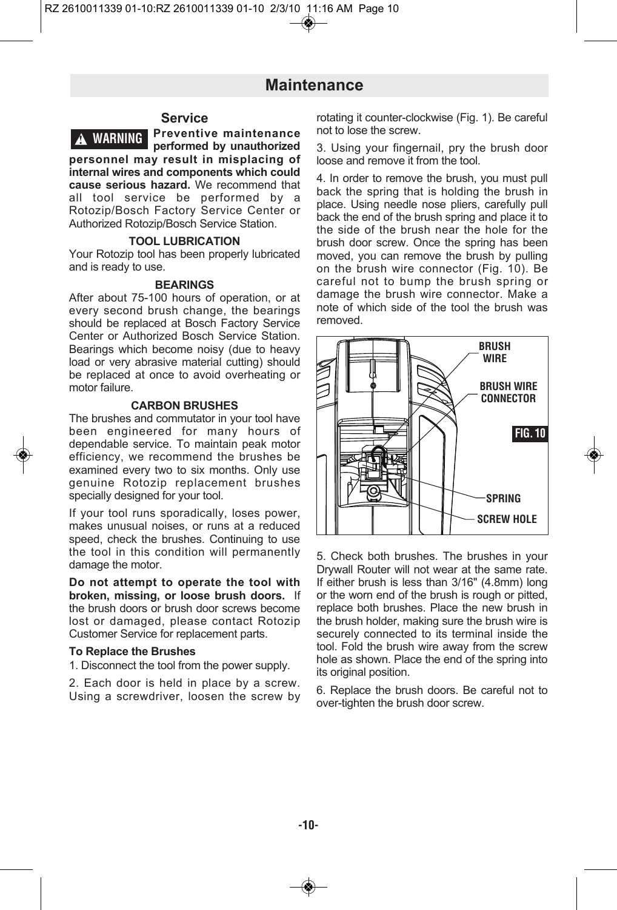# Maintenance

## Service

**⚠ WARNING** **Preventive maintenance performed by unauthorized personnel may result in misplacing of internal wires and components which could cause serious hazard.** We recommend that all tool service be performed by a Rotozip/Bosch Factory Service Center or Authorized Rotozip/Bosch Service Station.

### TOOL LUBRICATION

Your Rotozip tool has been properly lubricated and is ready to use.

### BEARINGS

After about 75-100 hours of operation, or at every second brush change, the bearings should be replaced at Bosch Factory Service Center or Authorized Bosch Service Station. Bearings which become noisy (due to heavy load or very abrasive material cutting) should be replaced at once to avoid overheating or motor failure.

### CARBON BRUSHES

The brushes and commutator in your tool have been engineered for many hours of dependable service. To maintain peak motor efficiency, we recommend the brushes be examined every two to six months. Only use genuine Rotozip replacement brushes specially designed for your tool.

If your tool runs sporadically, loses power, makes unusual noises, or runs at a reduced speed, check the brushes. Continuing to use the tool in this condition will permanently damage the motor.

**Do not attempt to operate the tool with broken, missing, or loose brush doors.** If the brush doors or brush door screws become lost or damaged, please contact Rotozip Customer Service for replacement parts.

**To Replace the Brushes**

1. Disconnect the tool from the power supply.

2. Each door is held in place by a screw. Using a screwdriver, loosen the screw by rotating it counter-clockwise (Fig. 1). Be careful not to lose the screw.

3. Using your fingernail, pry the brush door loose and remove it from the tool.

4. In order to remove the brush, you must pull back the spring that is holding the brush in place. Using needle nose pliers, carefully pull back the end of the brush spring and place it to the side of the brush near the hole for the brush door screw. Once the spring has been moved, you can remove the brush by pulling on the brush wire connector (Fig. 10). Be careful not to bump the brush spring or damage the brush wire connector. Make a note of which side of the tool the brush was removed.

BRUSH WIRE
BRUSH WIRE CONNECTOR
FIG. 10
SPRING
SCREW HOLE

5. Check both brushes. The brushes in your Drywall Router will not wear at the same rate. If either brush is less than 3/16" (4.8mm) long or the worn end of the brush is rough or pitted, replace both brushes. Place the new brush in the brush holder, making sure the brush wire is securely connected to its terminal inside the tool. Fold the brush wire away from the screw hole as shown. Place the end of the spring into its original position.

6. Replace the brush doors. Be careful not to over-tighten the brush door screw.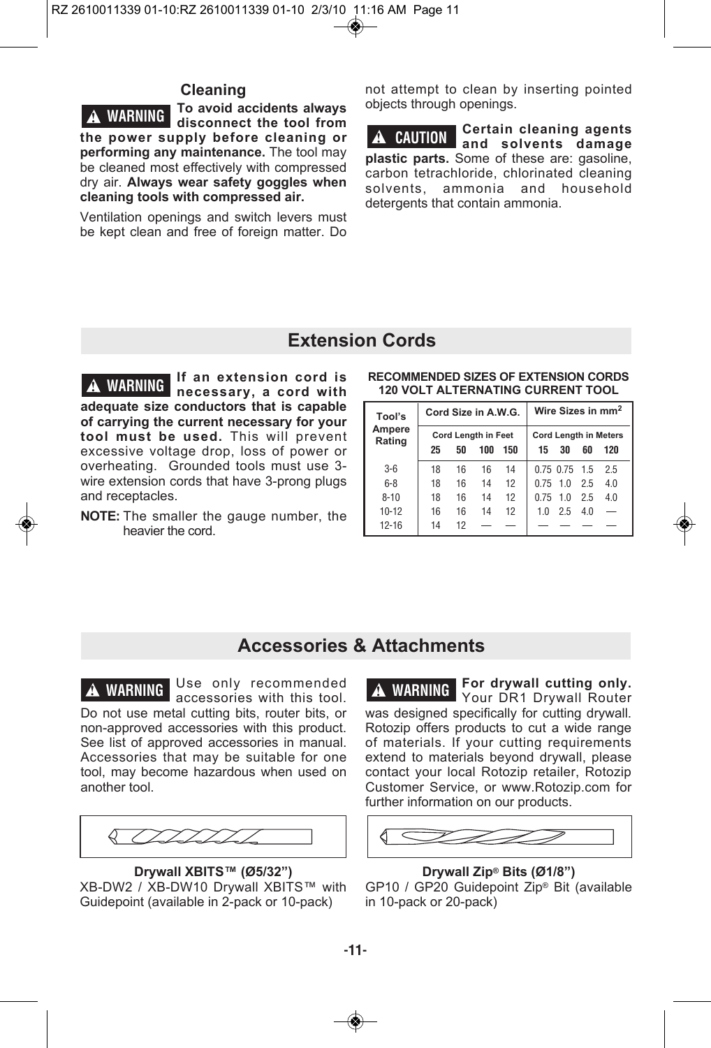## Cleaning

**⚠ WARNING** **To avoid accidents always disconnect the tool from the power supply before cleaning or performing any maintenance.** The tool may be cleaned most effectively with compressed dry air. **Always wear safety goggles when cleaning tools with compressed air.**

Ventilation openings and switch levers must be kept clean and free of foreign matter. Do not attempt to clean by inserting pointed objects through openings.

**⚠ CAUTION** **Certain cleaning agents and solvents damage plastic parts.** Some of these are: gasoline, carbon tetrachloride, chlorinated cleaning solvents, ammonia and household detergents that contain ammonia.

## Extension Cords

**⚠ WARNING** **If an extension cord is necessary, a cord with adequate size conductors that is capable of carrying the current necessary for your tool must be used.** This will prevent excessive voltage drop, loss of power or overheating. Grounded tools must use 3-wire extension cords that have 3-prong plugs and receptacles.

**NOTE:** The smaller the gauge number, the heavier the cord.

**RECOMMENDED SIZES OF EXTENSION CORDS 120 VOLT ALTERNATING CURRENT TOOL**

| Tool's Ampere Rating | Cord Size in A.W.G. | | | | Wire Sizes in $mm^2$ | | | |
|---|---|---|---|---|---|---|---|---|
| | Cord Length in Feet | | | | Cord Length in Meters | | | |
| | 25 | 50 | 100 | 150 | 15 | 30 | 60 | 120 |
| 3-6 | 18 | 16 | 16 | 14 | 0.75 | 0.75 | 1.5 | 2.5 |
| 6-8 | 18 | 16 | 14 | 12 | 0.75 | 1.0 | 2.5 | 4.0 |
| 8-10 | 18 | 16 | 14 | 12 | 0.75 | 1.0 | 2.5 | 4.0 |
| 10-12 | 16 | 16 | 14 | 12 | 1.0 | 2.5 | 4.0 | — |
| 12-16 | 14 | 12 | — | — | — | — | — | — |

## Accessories & Attachments

**⚠ WARNING** Use only recommended accessories with this tool. Do not use metal cutting bits, router bits, or non-approved accessories with this product. See list of approved accessories in manual. Accessories that may be suitable for one tool, may become hazardous when used on another tool.

**Drywall XBITS™ (Ø5/32")**
XB-DW2 / XB-DW10 Drywall XBITS™ with Guidepoint (available in 2-pack or 10-pack)

**⚠ WARNING** **For drywall cutting only.** Your DR1 Drywall Router was designed specifically for cutting drywall. Rotozip offers products to cut a wide range of materials. If your cutting requirements extend to materials beyond drywall, please contact your local Rotozip retailer, Rotozip Customer Service, or www.Rotozip.com for further information on our products.

**Drywall Zip® Bits (Ø1/8")**
GP10 / GP20 Guidepoint Zip® Bit (available in 10-pack or 20-pack)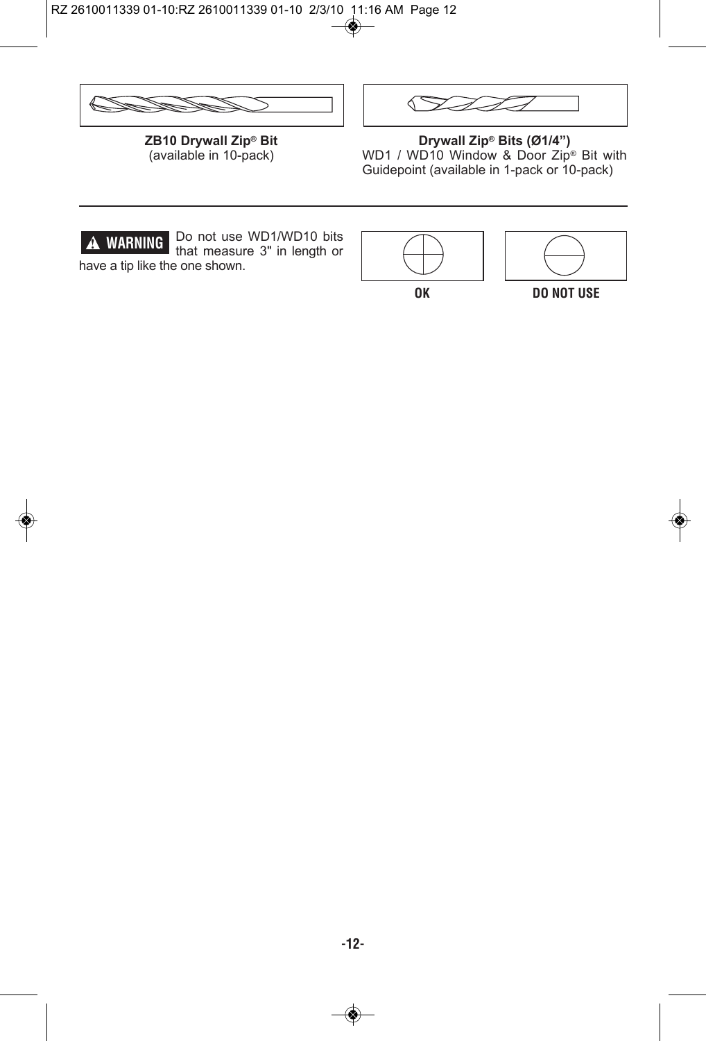**ZB10 Drywall Zip® Bit**
(available in 10-pack)

**Drywall Zip® Bits (Ø1/4”)**
WD1 / WD10 Window & Door Zip® Bit with Guidepoint (available in 1-pack or 10-pack)

---

**⚠ WARNING** Do not use WD1/WD10 bits that measure 3" in length or have a tip like the one shown.

**OK**

**DO NOT USE**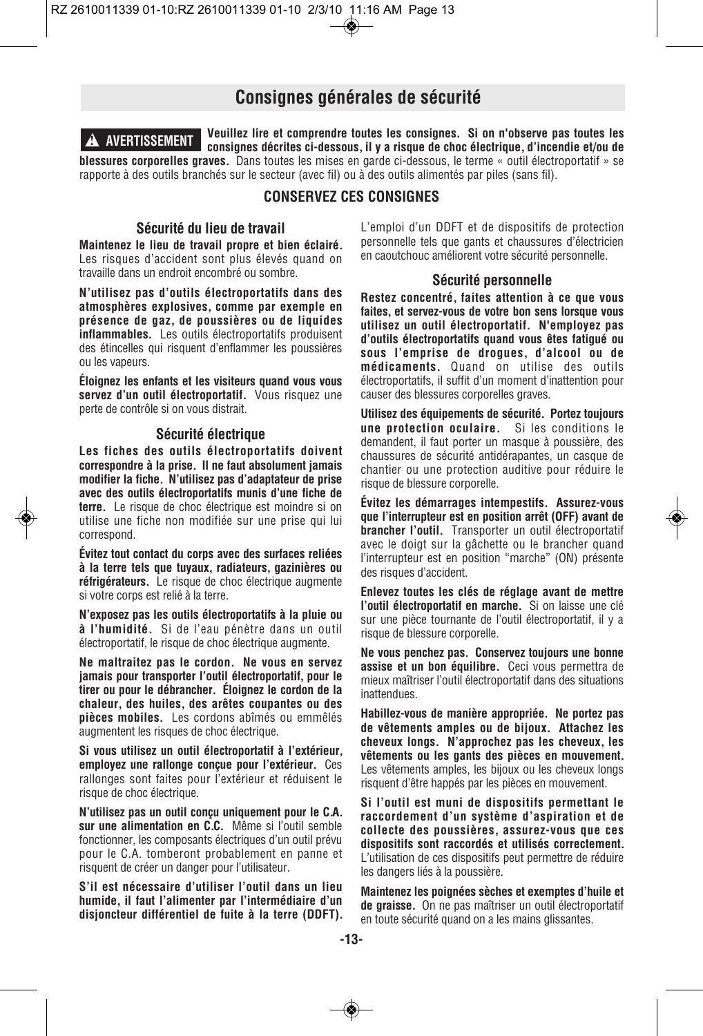# Consignes générales de sécurité

**⚠ AVERTISSEMENT** **Veuillez lire et comprendre toutes les consignes. Si on n'observe pas toutes les consignes décrites ci-dessous, il y a risque de choc électrique, d'incendie et/ou de blessures corporelles graves.** Dans toutes les mises en garde ci-dessous, le terme « outil électroportatif » se rapporte à des outils branchés sur le secteur (avec fil) ou à des outils alimentés par piles (sans fil).

### CONSERVEZ CES CONSIGNES

### Sécurité du lieu de travail

**Maintenez le lieu de travail propre et bien éclairé.** Les risques d'accident sont plus élevés quand on travaille dans un endroit encombré ou sombre.

**N'utilisez pas d'outils électroportatifs dans des atmosphères explosives, comme par exemple en présence de gaz, de poussières ou de liquides inflammables.** Les outils électroportatifs produisent des étincelles qui risquent d'enflammer les poussières ou les vapeurs.

**Éloignez les enfants et les visiteurs quand vous vous servez d'un outil électroportatif.** Vous risquez une perte de contrôle si on vous distrait.

### Sécurité électrique

**Les fiches des outils électroportatifs doivent correspondre à la prise. Il ne faut absolument jamais modifier la fiche. N'utilisez pas d'adaptateur de prise avec des outils électroportatifs munis d'une fiche de terre.** Le risque de choc électrique est moindre si on utilise une fiche non modifiée sur une prise qui lui correspond.

**Évitez tout contact du corps avec des surfaces reliées à la terre tels que tuyaux, radiateurs, gazinières ou réfrigérateurs.** Le risque de choc électrique augmente si votre corps est relié à la terre.

**N'exposez pas les outils électroportatifs à la pluie ou à l'humidité.** Si de l'eau pénètre dans un outil électroportatif, le risque de choc électrique augmente.

**Ne maltraitez pas le cordon. Ne vous en servez jamais pour transporter l'outil électroportatif, pour le tirer ou pour le débrancher. Éloignez le cordon de la chaleur, des huiles, des arêtes coupantes ou des pièces mobiles.** Les cordons abîmés ou emmêlés augmentent les risques de choc électrique.

**Si vous utilisez un outil électroportatif à l'extérieur, employez une rallonge conçue pour l'extérieur.** Ces rallonges sont faites pour l'extérieur et réduisent le risque de choc électrique.

**N'utilisez pas un outil conçu uniquement pour le C.A. sur une alimentation en C.C.** Même si l'outil semble fonctionner, les composants électriques d'un outil prévu pour le C.A. tomberont probablement en panne et risquent de créer un danger pour l'utilisateur.

**S'il est nécessaire d'utiliser l'outil dans un lieu humide, il faut l'alimenter par l'intermédiaire d'un disjoncteur différentiel de fuite à la terre (DDFT).** L'emploi d'un DDFT et de dispositifs de protection personnelle tels que gants et chaussures d'électricien en caoutchouc améliorent votre sécurité personnelle.

### Sécurité personnelle

**Restez concentré, faites attention à ce que vous faites, et servez-vous de votre bon sens lorsque vous utilisez un outil électroportatif. N'employez pas d'outils électroportatifs quand vous êtes fatigué ou sous l'emprise de drogues, d'alcool ou de médicaments.** Quand on utilise des outils électroportatifs, il suffit d'un moment d'inattention pour causer des blessures corporelles graves.

**Utilisez des équipements de sécurité. Portez toujours une protection oculaire.** Si les conditions le demandent, il faut porter un masque à poussière, des chaussures de sécurité antidérapantes, un casque de chantier ou une protection auditive pour réduire le risque de blessure corporelle.

**Évitez les démarrages intempestifs. Assurez-vous que l'interrupteur est en position arrêt (OFF) avant de brancher l'outil.** Transporter un outil électroportatif avec le doigt sur la gâchette ou le brancher quand l'interrupteur est en position "marche" (ON) présente des risques d'accident.

**Enlevez toutes les clés de réglage avant de mettre l'outil électroportatif en marche.** Si on laisse une clé sur une pièce tournante de l'outil électroportatif, il y a risque de blessure corporelle.

**Ne vous penchez pas. Conservez toujours une bonne assise et un bon équilibre.** Ceci vous permettra de mieux maîtriser l'outil électroportatif dans des situations inattendues.

**Habillez-vous de manière appropriée. Ne portez pas de vêtements amples ou de bijoux. Attachez les cheveux longs. N'approchez pas les cheveux, les vêtements ou les gants des pièces en mouvement.** Les vêtements amples, les bijoux ou les cheveux longs risquent d'être happés par les pièces en mouvement.

**Si l'outil est muni de dispositifs permettant le raccordement d'un système d'aspiration et de collecte des poussières, assurez-vous que ces dispositifs sont raccordés et utilisés correctement.** L'utilisation de ces dispositifs peut permettre de réduire les dangers liés à la poussière.

**Maintenez les poignées sèches et exemptes d'huile et de graisse.** On ne pas maîtriser un outil électroportatif en toute sécurité quand on a les mains glissantes.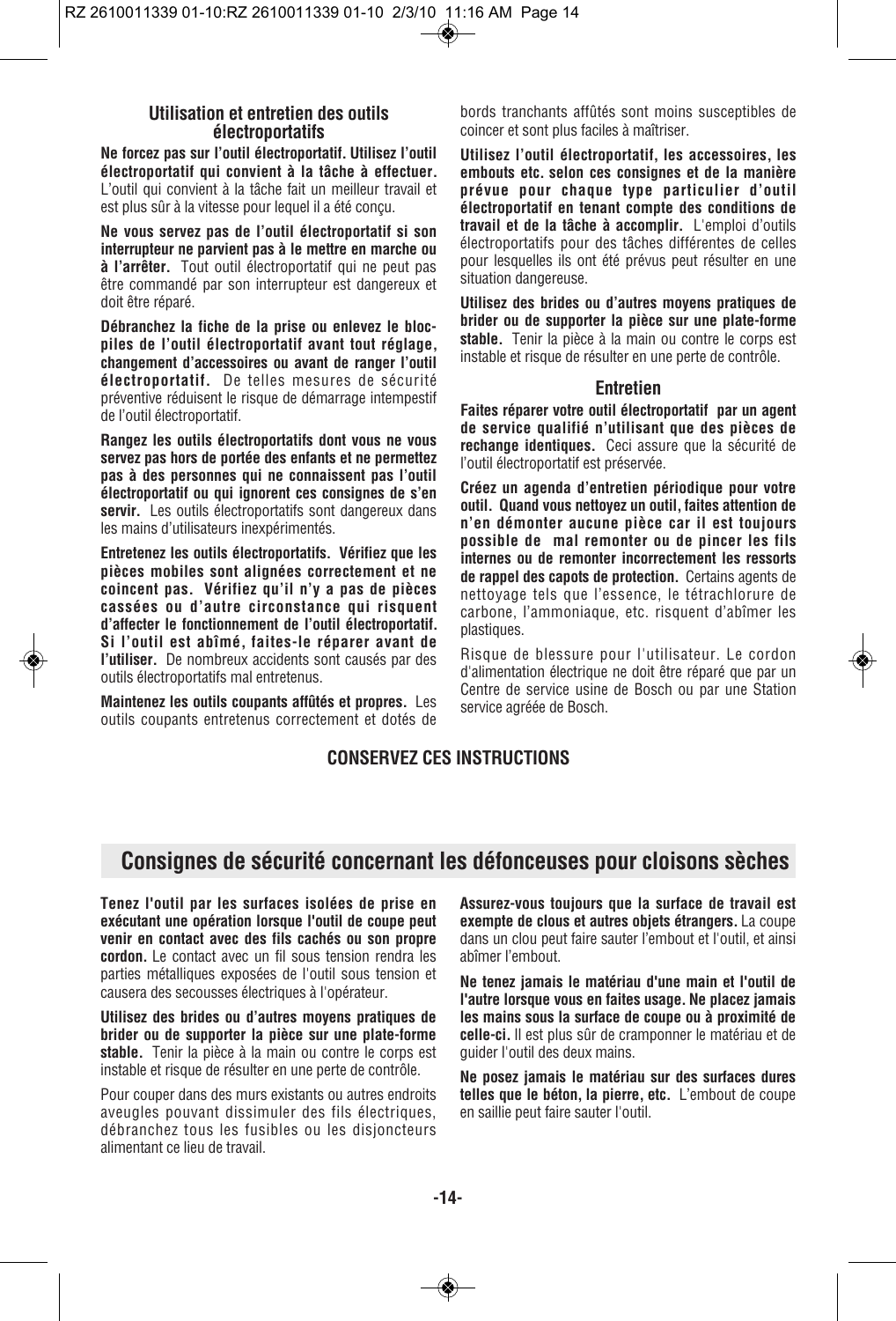### Utilisation et entretien des outils électroportatifs

**Ne forcez pas sur l'outil électroportatif. Utilisez l'outil électroportatif qui convient à la tâche à effectuer.** L'outil qui convient à la tâche fait un meilleur travail et est plus sûr à la vitesse pour lequel il a été conçu.

**Ne vous servez pas de l'outil électroportatif si son interrupteur ne parvient pas à le mettre en marche ou à l'arrêter.** Tout outil électroportatif qui ne peut pas être commandé par son interrupteur est dangereux et doit être réparé.

**Débranchez la fiche de la prise ou enlevez le bloc-piles de l'outil électroportatif avant tout réglage, changement d'accessoires ou avant de ranger l'outil électroportatif.** De telles mesures de sécurité préventive réduisent le risque de démarrage intempestif de l'outil électroportatif.

**Rangez les outils électroportatifs dont vous ne vous servez pas hors de portée des enfants et ne permettez pas à des personnes qui ne connaissent pas l'outil électroportatif ou qui ignorent ces consignes de s'en servir.** Les outils électroportatifs sont dangereux dans les mains d'utilisateurs inexpérimentés.

**Entretenez les outils électroportatifs. Vérifiez que les pièces mobiles sont alignées correctement et ne coincent pas. Vérifiez qu'il n'y a pas de pièces cassées ou d'autre circonstance qui risquent d'affecter le fonctionnement de l'outil électroportatif. Si l'outil est abîmé, faites-le réparer avant de l'utiliser.** De nombreux accidents sont causés par des outils électroportatifs mal entretenus.

**Maintenez les outils coupants affûtés et propres.** Les outils coupants entretenus correctement et dotés de bords tranchants affûtés sont moins susceptibles de coincer et sont plus faciles à maîtriser.

**Utilisez l'outil électroportatif, les accessoires, les embouts etc. selon ces consignes et de la manière prévue pour chaque type particulier d'outil électroportatif en tenant compte des conditions de travail et de la tâche à accomplir.** L'emploi d'outils électroportatifs pour des tâches différentes de celles pour lesquelles ils ont été prévus peut résulter en une situation dangereuse.

**Utilisez des brides ou d'autres moyens pratiques de brider ou de supporter la pièce sur une plate-forme stable.** Tenir la pièce à la main ou contre le corps est instable et risque de résulter en une perte de contrôle.

### Entretien

**Faites réparer votre outil électroportatif par un agent de service qualifié n'utilisant que des pièces de rechange identiques.** Ceci assure que la sécurité de l'outil électroportatif est préservée.

**Créez un agenda d'entretien périodique pour votre outil. Quand vous nettoyez un outil, faites attention de n'en démonter aucune pièce car il est toujours possible de mal remonter ou de pincer les fils internes ou de remonter incorrectement les ressorts de rappel des capots de protection.** Certains agents de nettoyage tels que l'essence, le tétrachlorure de carbone, l'ammoniaque, etc. risquent d'abîmer les plastiques.

Risque de blessure pour l'utilisateur. Le cordon d'alimentation électrique ne doit être réparé que par un Centre de service usine de Bosch ou par une Station service agréée de Bosch.

**CONSERVEZ CES INSTRUCTIONS**

## Consignes de sécurité concernant les défonceuses pour cloisons sèches

**Tenez l'outil par les surfaces isolées de prise en exécutant une opération lorsque l'outil de coupe peut venir en contact avec des fils cachés ou son propre cordon.** Le contact avec un fil sous tension rendra les parties métalliques exposées de l'outil sous tension et causera des secousses électriques à l'opérateur.

**Utilisez des brides ou d'autres moyens pratiques de brider ou de supporter la pièce sur une plate-forme stable.** Tenir la pièce à la main ou contre le corps est instable et risque de résulter en une perte de contrôle.

Pour couper dans des murs existants ou autres endroits aveugles pouvant dissimuler des fils électriques, débranchez tous les fusibles ou les disjoncteurs alimentant ce lieu de travail.

**Assurez-vous toujours que la surface de travail est exempte de clous et autres objets étrangers.** La coupe dans un clou peut faire sauter l'embout et l'outil, et ainsi abîmer l'embout.

**Ne tenez jamais le matériau d'une main et l'outil de l'autre lorsque vous en faites usage. Ne placez jamais les mains sous la surface de coupe ou à proximité de celle-ci.** Il est plus sûr de cramponner le matériau et de guider l'outil des deux mains.

**Ne posez jamais le matériau sur des surfaces dures telles que le béton, la pierre, etc.** L'embout de coupe en saillie peut faire sauter l'outil.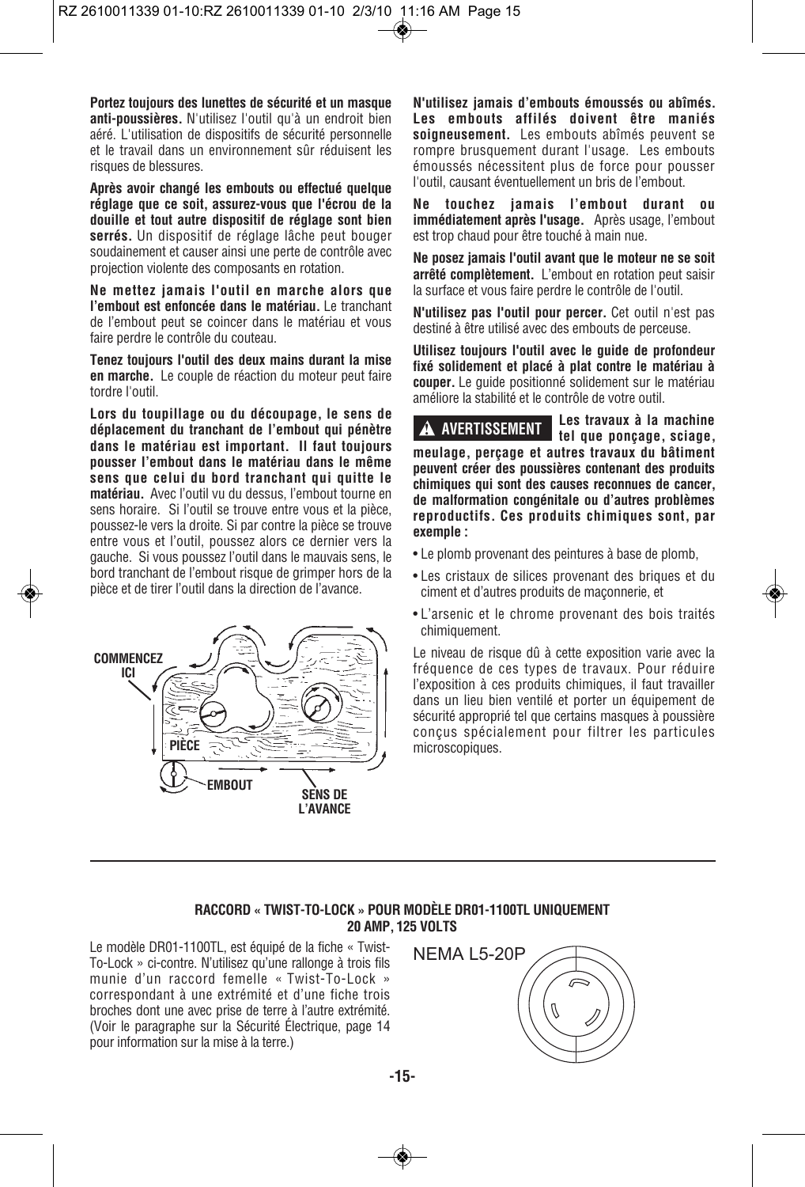**Portez toujours des lunettes de sécurité et un masque anti-poussières.** N'utilisez l'outil qu'à un endroit bien aéré. L'utilisation de dispositifs de sécurité personnelle et le travail dans un environnement sûr réduisent les risques de blessures.

**Après avoir changé les embouts ou effectué quelque réglage que ce soit, assurez-vous que l'écrou de la douille et tout autre dispositif de réglage sont bien serrés.** Un dispositif de réglage lâche peut bouger soudainement et causer ainsi une perte de contrôle avec projection violente des composants en rotation.

**Ne mettez jamais l'outil en marche alors que l'embout est enfoncée dans le matériau.** Le tranchant de l'embout peut se coincer dans le matériau et vous faire perdre le contrôle du couteau.

**Tenez toujours l'outil des deux mains durant la mise en marche.** Le couple de réaction du moteur peut faire tordre l'outil.

**Lors du toupillage ou du découpage, le sens de déplacement du tranchant de l'embout qui pénètre dans le matériau est important. Il faut toujours pousser l'embout dans le matériau dans le même sens que celui du bord tranchant qui quitte le matériau.** Avec l'outil vu du dessus, l'embout tourne en sens horaire. Si l'outil se trouve entre vous et la pièce, poussez-le vers la droite. Si par contre la pièce se trouve entre vous et l'outil, poussez alors ce dernier vers la gauche. Si vous poussez l'outil dans le mauvais sens, le bord tranchant de l'embout risque de grimper hors de la pièce et de tirer l'outil dans la direction de l'avance.

COMMENCEZ ICI — PIÈCE — EMBOUT — SENS DE L'AVANCE

**N'utilisez jamais d'embouts émoussés ou abîmés. Les embouts affilés doivent être maniés soigneusement.** Les embouts abîmés peuvent se rompre brusquement durant l'usage. Les embouts émoussés nécessitent plus de force pour pousser l'outil, causant éventuellement un bris de l'embout.

**Ne touchez jamais l'embout durant ou immédiatement après l'usage.** Après usage, l'embout est trop chaud pour être touché à main nue.

**Ne posez jamais l'outil avant que le moteur ne se soit arrêté complètement.** L'embout en rotation peut saisir la surface et vous faire perdre le contrôle de l'outil.

**N'utilisez pas l'outil pour percer.** Cet outil n'est pas destiné à être utilisé avec des embouts de perceuse.

**Utilisez toujours l'outil avec le guide de profondeur fixé solidement et placé à plat contre le matériau à couper.** Le guide positionné solidement sur le matériau améliore la stabilité et le contrôle de votre outil.

**⚠ AVERTISSEMENT Les travaux à la machine tel que ponçage, sciage, meulage, perçage et autres travaux du bâtiment peuvent créer des poussières contenant des produits chimiques qui sont des causes reconnues de cancer, de malformation congénitale ou d'autres problèmes reproductifs. Ces produits chimiques sont, par exemple :**

- Le plomb provenant des peintures à base de plomb,
- Les cristaux de silices provenant des briques et du ciment et d'autres produits de maçonnerie, et
- L'arsenic et le chrome provenant des bois traités chimiquement.

Le niveau de risque dû à cette exposition varie avec la fréquence de ces types de travaux. Pour réduire l'exposition à ces produits chimiques, il faut travailler dans un lieu bien ventilé et porter un équipement de sécurité approprié tel que certains masques à poussière conçus spécialement pour filtrer les particules microscopiques.

---

**RACCORD « TWIST-TO-LOCK » POUR MODÈLE DR01-1100TL UNIQUEMENT**
**20 AMP, 125 VOLTS**

Le modèle DR01-1100TL, est équipé de la fiche « Twist-To-Lock » ci-contre. N'utilisez qu'une rallonge à trois fils munie d'un raccord femelle « Twist-To-Lock » correspondant à une extrémité et d'une fiche trois broches dont une avec prise de terre à l'autre extrémité. (Voir le paragraphe sur la Sécurité Électrique, page 14 pour information sur la mise à la terre.)

NEMA L5-20P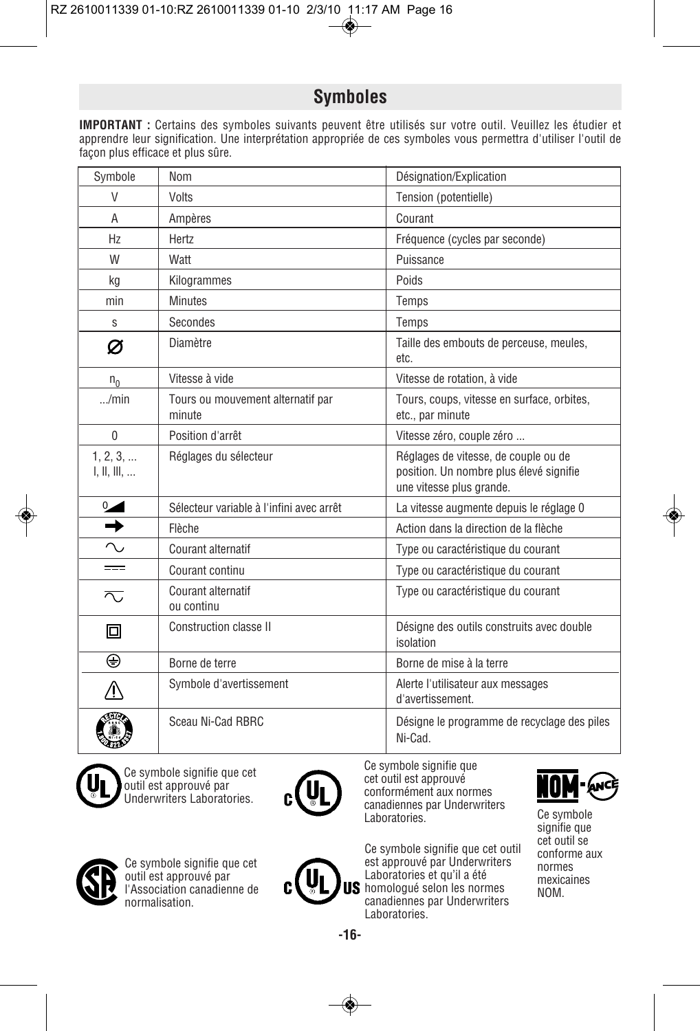## Symboles

**IMPORTANT :** Certains des symboles suivants peuvent être utilisés sur votre outil. Veuillez les étudier et apprendre leur signification. Une interprétation appropriée de ces symboles vous permettra d'utiliser l'outil de façon plus efficace et plus sûre.

| Symbole | Nom | Désignation/Explication |
|---|---|---|
| V | Volts | Tension (potentielle) |
| A | Ampères | Courant |
| Hz | Hertz | Fréquence (cycles par seconde) |
| W | Watt | Puissance |
| kg | Kilogrammes | Poids |
| min | Minutes | Temps |
| s | Secondes | Temps |
| ∅ | Diamètre | Taille des embouts de perceuse, meules, etc. |
| $n_0$ | Vitesse à vide | Vitesse de rotation, à vide |
| .../min | Tours ou mouvement alternatif par minute | Tours, coups, vitesse en surface, orbites, etc., par minute |
| 0 | Position d'arrêt | Vitesse zéro, couple zéro ... |
| 1, 2, 3, ... I, II, III, ... | Réglages du sélecteur | Réglages de vitesse, de couple ou de position. Un nombre plus élevé signifie une vitesse plus grande. |
| 0 ◢ | Sélecteur variable à l'infini avec arrêt | La vitesse augmente depuis le réglage 0 |
| ➡ | Flèche | Action dans la direction de la flèche |
| ∿ | Courant alternatif | Type ou caractéristique du courant |
| ⎓ | Courant continu | Type ou caractéristique du courant |
| ∿̅ | Courant alternatif ou continu | Type ou caractéristique du courant |
| ⧈ | Construction classe II | Désigne des outils construits avec double isolation |
| ⏚ | Borne de terre | Borne de mise à la terre |
| ⚠ | Symbole d'avertissement | Alerte l'utilisateur aux messages d'avertissement. |
| RBRC | Sceau Ni-Cad RBRC | Désigne le programme de recyclage des piles Ni-Cad. |

Ce symbole signifie que cet outil est approuvé par Underwriters Laboratories.

Ce symbole signifie que cet outil est approuvé conformément aux normes canadiennes par Underwriters Laboratories.

Ce symbole signifie que cet outil se conforme aux normes mexicaines NOM.

Ce symbole signifie que cet outil est approuvé par l'Association canadienne de normalisation.

Ce symbole signifie que cet outil est approuvé par Underwriters Laboratories et qu'il a été homologué selon les normes canadiennes par Underwriters Laboratories.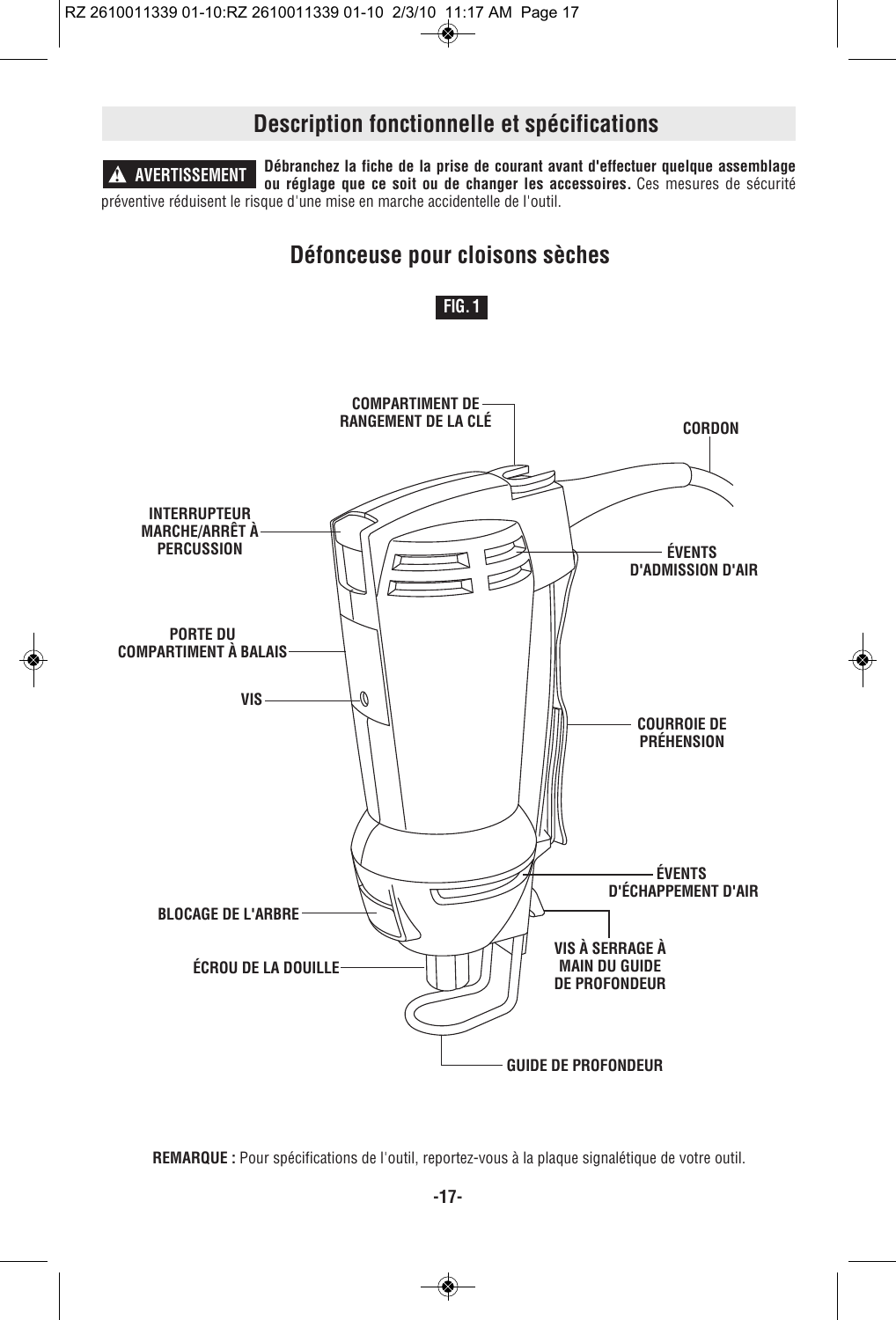## Description fonctionnelle et spécifications

**⚠ AVERTISSEMENT** **Débranchez la fiche de la prise de courant avant d'effectuer quelque assemblage ou réglage que ce soit ou de changer les accessoires.** Ces mesures de sécurité préventive réduisent le risque d'une mise en marche accidentelle de l'outil.

### Défonceuse pour cloisons sèches

**FIG. 1**

COMPARTIMENT DE RANGEMENT DE LA CLÉ

CORDON

INTERRUPTEUR MARCHE/ARRÊT À PERCUSSION

ÉVENTS D'ADMISSION D'AIR

PORTE DU COMPARTIMENT À BALAIS

VIS

COURROIE DE PRÉHENSION

ÉVENTS D'ÉCHAPPEMENT D'AIR

BLOCAGE DE L'ARBRE

VIS À SERRAGE À MAIN DU GUIDE DE PROFONDEUR

ÉCROU DE LA DOUILLE

GUIDE DE PROFONDEUR

**REMARQUE :** Pour spécifications de l'outil, reportez-vous à la plaque signalétique de votre outil.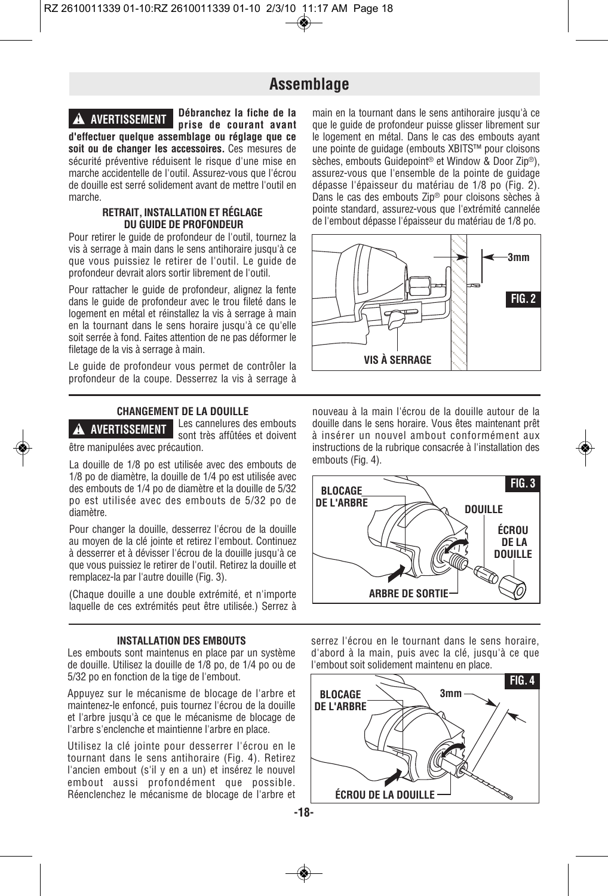# Assemblage

**⚠ AVERTISSEMENT** **Débranchez la fiche de la prise de courant avant d'effectuer quelque assemblage ou réglage que ce soit ou de changer les accessoires.** Ces mesures de sécurité préventive réduisent le risque d'une mise en marche accidentelle de l'outil. Assurez-vous que l'écrou de douille est serré solidement avant de mettre l'outil en marche.

### RETRAIT, INSTALLATION ET RÉGLAGE DU GUIDE DE PROFONDEUR

Pour retirer le guide de profondeur de l'outil, tournez la vis à serrage à main dans le sens antihoraire jusqu'à ce que vous puissiez le retirer de l'outil. Le guide de profondeur devrait alors sortir librement de l'outil.

Pour rattacher le guide de profondeur, alignez la fente dans le guide de profondeur avec le trou fileté dans le logement en métal et réinstallez la vis à serrage à main en la tournant dans le sens horaire jusqu'à ce qu'elle soit serrée à fond. Faites attention de ne pas déformer le filetage de la vis à serrage à main.

Le guide de profondeur vous permet de contrôler la profondeur de la coupe. Desserrez la vis à serrage à main en la tournant dans le sens antihoraire jusqu'à ce que le guide de profondeur puisse glisser librement sur le logement en métal. Dans le cas des embouts ayant une pointe de guidage (embouts XBITS™ pour cloisons sèches, embouts Guidepoint® et Window & Door Zip®), assurez-vous que l'ensemble de la pointe de guidage dépasse l'épaisseur du matériau de 1/8 po (Fig. 2). Dans le cas des embouts Zip® pour cloisons sèches à pointe standard, assurez-vous que l'extrémité cannelée de l'embout dépasse l'épaisseur du matériau de 1/8 po.

3mm

FIG. 2

VIS À SERRAGE

### CHANGEMENT DE LA DOUILLE

**⚠ AVERTISSEMENT** Les cannelures des embouts sont très affûtées et doivent être manipulées avec précaution.

La douille de 1/8 po est utilisée avec des embouts de 1/8 po de diamètre, la douille de 1/4 po est utilisée avec des embouts de 1/4 po de diamètre et la douille de 5/32 po est utilisée avec des embouts de 5/32 po de diamètre.

Pour changer la douille, desserrez l'écrou de la douille au moyen de la clé jointe et retirez l'embout. Continuez à desserrer et à dévisser l'écrou de la douille jusqu'à ce que vous puissiez le retirer de l'outil. Retirez la douille et remplacez-la par l'autre douille (Fig. 3).

(Chaque douille a une double extrémité, et n'importe laquelle de ces extrémités peut être utilisée.) Serrez à nouveau à la main l'écrou de la douille autour de la douille dans le sens horaire. Vous êtes maintenant prêt à insérer un nouvel embout conformément aux instructions de la rubrique consacrée à l'installation des embouts (Fig. 4).

FIG. 3

BLOCAGE DE L'ARBRE

DOUILLE

ÉCROU DE LA DOUILLE

ARBRE DE SORTIE

### INSTALLATION DES EMBOUTS

Les embouts sont maintenus en place par un système de douille. Utilisez la douille de 1/8 po, de 1/4 po ou de 5/32 po en fonction de la tige de l'embout.

Appuyez sur le mécanisme de blocage de l'arbre et maintenez-le enfoncé, puis tournez l'écrou de la douille et l'arbre jusqu'à ce que le mécanisme de blocage de l'arbre s'enclenche et maintienne l'arbre en place.

Utilisez la clé jointe pour desserrer l'écrou en le tournant dans le sens antihoraire (Fig. 4). Retirez l'ancien embout (s'il y en a un) et insérez le nouvel embout aussi profondément que possible. Réenclenchez le mécanisme de blocage de l'arbre et serrez l'écrou en le tournant dans le sens horaire, d'abord à la main, puis avec la clé, jusqu'à ce que l'embout soit solidement maintenu en place.

FIG. 4

BLOCAGE DE L'ARBRE

3mm

ÉCROU DE LA DOUILLE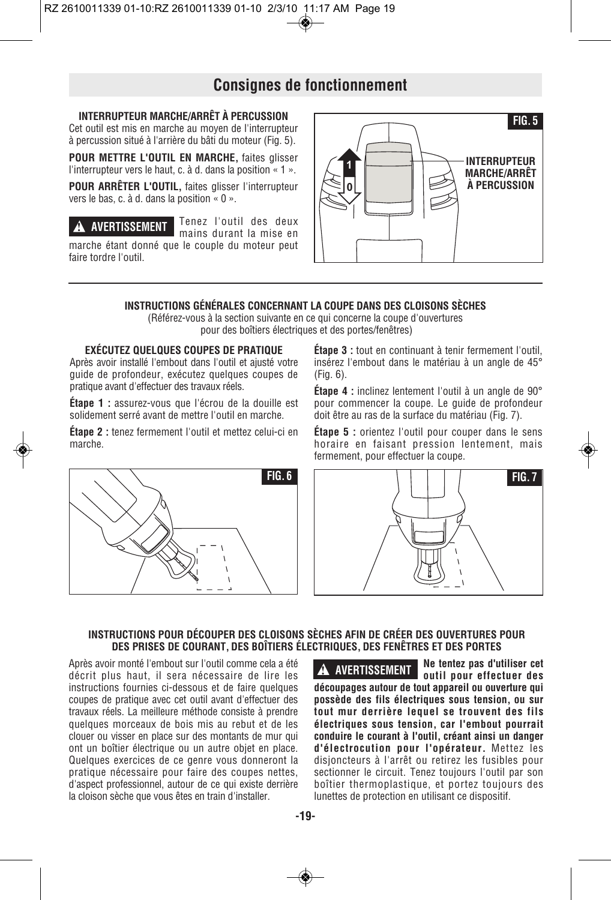# Consignes de fonctionnement

### INTERRUPTEUR MARCHE/ARRÊT À PERCUSSION

Cet outil est mis en marche au moyen de l'interrupteur à percussion situé à l'arrière du bâti du moteur (Fig. 5).

**POUR METTRE L'OUTIL EN MARCHE,** faites glisser l'interrupteur vers le haut, c. à d. dans la position « 1 ».

**POUR ARRÊTER L'OUTIL,** faites glisser l'interrupteur vers le bas, c. à d. dans la position « 0 ».

**⚠ AVERTISSEMENT** Tenez l'outil des deux mains durant la mise en marche étant donné que le couple du moteur peut faire tordre l'outil.

FIG. 5

INTERRUPTEUR MARCHE/ARRÊT À PERCUSSION

### INSTRUCTIONS GÉNÉRALES CONCERNANT LA COUPE DANS DES CLOISONS SÈCHES

(Référez-vous à la section suivante en ce qui concerne la coupe d'ouvertures pour des boîtiers électriques et des portes/fenêtres)

### EXÉCUTEZ QUELQUES COUPES DE PRATIQUE

Après avoir installé l'embout dans l'outil et ajusté votre guide de profondeur, exécutez quelques coupes de pratique avant d'effectuer des travaux réels.

**Étape 1 :** assurez-vous que l'écrou de la douille est solidement serré avant de mettre l'outil en marche.

**Étape 2 :** tenez fermement l'outil et mettez celui-ci en marche.

**Étape 3 :** tout en continuant à tenir fermement l'outil, insérez l'embout dans le matériau à un angle de 45° (Fig. 6).

**Étape 4 :** inclinez lentement l'outil à un angle de 90° pour commencer la coupe. Le guide de profondeur doit être au ras de la surface du matériau (Fig. 7).

**Étape 5 :** orientez l'outil pour couper dans le sens horaire en faisant pression lentement, mais fermement, pour effectuer la coupe.

FIG. 6

FIG. 7

### INSTRUCTIONS POUR DÉCOUPER DES CLOISONS SÈCHES AFIN DE CRÉER DES OUVERTURES POUR DES PRISES DE COURANT, DES BOÎTIERS ÉLECTRIQUES, DES FENÊTRES ET DES PORTES

Après avoir monté l'embout sur l'outil comme cela a été décrit plus haut, il sera nécessaire de lire les instructions fournies ci-dessous et de faire quelques coupes de pratique avec cet outil avant d'effectuer des travaux réels. La meilleure méthode consiste à prendre quelques morceaux de bois mis au rebut et de les clouer ou visser en place sur des montants de mur qui ont un boîtier électrique ou un autre objet en place. Quelques exercices de ce genre vous donneront la pratique nécessaire pour faire des coupes nettes, d'aspect professionnel, autour de ce qui existe derrière la cloison sèche que vous êtes en train d'installer.

**⚠ AVERTISSEMENT** **Ne tentez pas d'utiliser cet outil pour effectuer des découpages autour de tout appareil ou ouverture qui possède des fils électriques sous tension, ou sur tout mur derrière lequel se trouvent des fils électriques sous tension, car l'embout pourrait conduire le courant à l'outil, créant ainsi un danger d'électrocution pour l'opérateur.** Mettez les disjoncteurs à l'arrêt ou retirez les fusibles pour sectionner le circuit. Tenez toujours l'outil par son boîtier thermoplastique, et portez toujours des lunettes de protection en utilisant ce dispositif.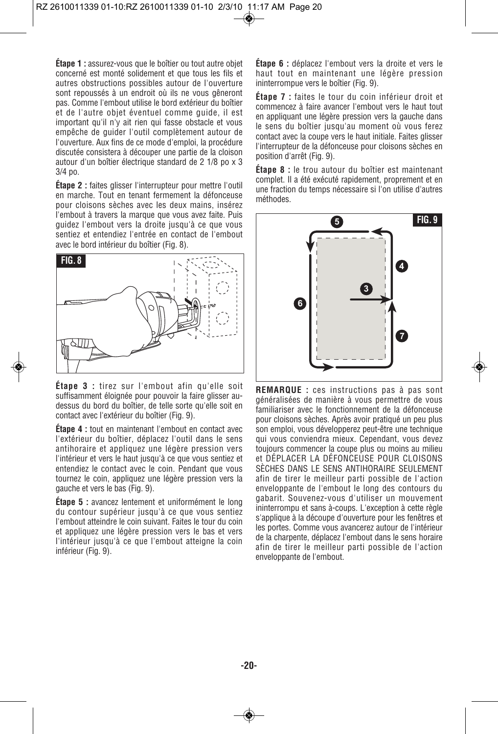**Étape 1 :** assurez-vous que le boîtier ou tout autre objet concerné est monté solidement et que tous les fils et autres obstructions possibles autour de l'ouverture sont repoussés à un endroit où ils ne vous gêneront pas. Comme l'embout utilise le bord extérieur du boîtier et de l'autre objet éventuel comme guide, il est important qu'il n'y ait rien qui fasse obstacle et vous empêche de guider l'outil complètement autour de l'ouverture. Aux fins de ce mode d'emploi, la procédure discutée consistera à découper une partie de la cloison autour d'un boîtier électrique standard de 2 1/8 po x 3 3/4 po.

**Étape 2 :** faites glisser l'interrupteur pour mettre l'outil en marche. Tout en tenant fermement la défonceuse pour cloisons sèches avec les deux mains, insérez l'embout à travers la marque que vous avez faite. Puis guidez l'embout vers la droite jusqu'à ce que vous sentiez et entendiez l'entrée en contact de l'embout avec le bord intérieur du boîtier (Fig. 8).

FIG. 8

**Étape 3 :** tirez sur l'embout afin qu'elle soit suffisamment éloignée pour pouvoir la faire glisser au-dessus du bord du boîtier, de telle sorte qu'elle soit en contact avec l'extérieur du boîtier (Fig. 9).

**Étape 4 :** tout en maintenant l'embout en contact avec l'extérieur du boîtier, déplacez l'outil dans le sens antihoraire et appliquez une légère pression vers l'intérieur et vers le haut jusqu'à ce que vous sentiez et entendiez le contact avec le coin. Pendant que vous tournez le coin, appliquez une légère pression vers la gauche et vers le bas (Fig. 9).

**Étape 5 :** avancez lentement et uniformément le long du contour supérieur jusqu'à ce que vous sentiez l'embout atteindre le coin suivant. Faites le tour du coin et appliquez une légère pression vers le bas et vers l'intérieur jusqu'à ce que l'embout atteigne la coin inférieur (Fig. 9).

**Étape 6 :** déplacez l'embout vers la droite et vers le haut tout en maintenant une légère pression ininterrompue vers le boîtier (Fig. 9).

**Étape 7 :** faites le tour du coin inférieur droit et commencez à faire avancer l'embout vers le haut tout en appliquant une légère pression vers la gauche dans le sens du boîtier jusqu'au moment où vous ferez contact avec la coupe vers le haut initiale. Faites glisser l'interrupteur de la défonceuse pour cloisons sèches en position d'arrêt (Fig. 9).

**Étape 8 :** le trou autour du boîtier est maintenant complet. Il a été exécuté rapidement, proprement et en une fraction du temps nécessaire si l'on utilise d'autres méthodes.

FIG. 9

**REMARQUE :** ces instructions pas à pas sont généralisées de manière à vous permettre de vous familiariser avec le fonctionnement de la défonceuse pour cloisons sèches. Après avoir pratiqué un peu plus son emploi, vous développerez peut-être une technique qui vous conviendra mieux. Cependant, vous devez toujours commencer la coupe plus ou moins au milieu et DÉPLACER LA DÉFONCEUSE POUR CLOISONS SÈCHES DANS LE SENS ANTIHORAIRE SEULEMENT afin de tirer le meilleur parti possible de l'action enveloppante de l'embout le long des contours du gabarit. Souvenez-vous d'utiliser un mouvement ininterrompu et sans à-coups. L'exception à cette règle s'applique à la découpe d'ouverture pour les fenêtres et les portes. Comme vous avancerez autour de l'intérieur de la charpente, déplacez l'embout dans le sens horaire afin de tirer le meilleur parti possible de l'action enveloppante de l'embout.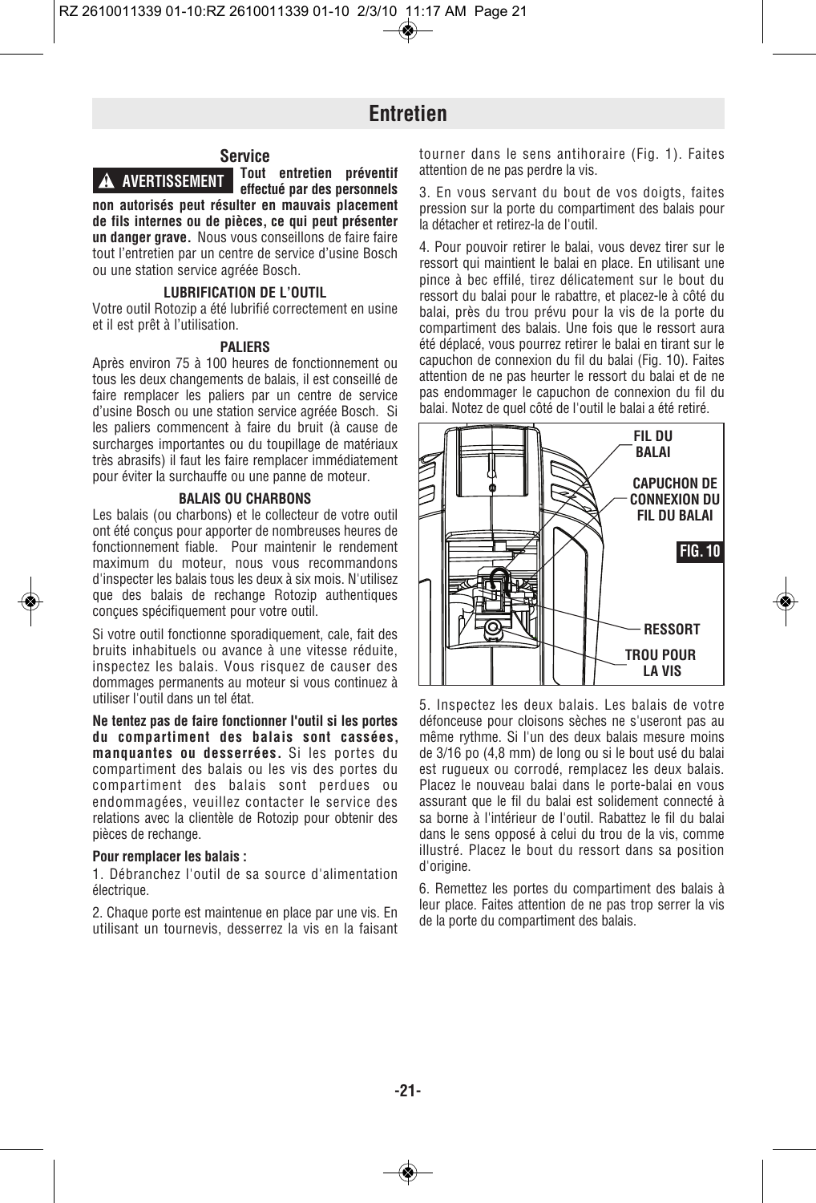# Entretien

## Service

**▲ AVERTISSEMENT Tout entretien préventif effectué par des personnels non autorisés peut résulter en mauvais placement de fils internes ou de pièces, ce qui peut présenter un danger grave.** Nous vous conseillons de faire faire tout l'entretien par un centre de service d'usine Bosch ou une station service agréée Bosch.

### LUBRIFICATION DE L'OUTIL

Votre outil Rotozip a été lubrifié correctement en usine et il est prêt à l'utilisation.

### PALIERS

Après environ 75 à 100 heures de fonctionnement ou tous les deux changements de balais, il est conseillé de faire remplacer les paliers par un centre de service d'usine Bosch ou une station service agréée Bosch. Si les paliers commencent à faire du bruit (à cause de surcharges importantes ou du toupillage de matériaux très abrasifs) il faut les faire remplacer immédiatement pour éviter la surchauffe ou une panne de moteur.

### BALAIS OU CHARBONS

Les balais (ou charbons) et le collecteur de votre outil ont été conçus pour apporter de nombreuses heures de fonctionnement fiable. Pour maintenir le rendement maximum du moteur, nous vous recommandons d'inspecter les balais tous les deux à six mois. N'utilisez que des balais de rechange Rotozip authentiques conçues spécifiquement pour votre outil.

Si votre outil fonctionne sporadiquement, cale, fait des bruits inhabituels ou avance à une vitesse réduite, inspectez les balais. Vous risquez de causer des dommages permanents au moteur si vous continuez à utiliser l'outil dans un tel état.

**Ne tentez pas de faire fonctionner l'outil si les portes du compartiment des balais sont cassées, manquantes ou desserrées.** Si les portes du compartiment des balais ou les vis des portes du compartiment des balais sont perdues ou endommagées, veuillez contacter le service des relations avec la clientèle de Rotozip pour obtenir des pièces de rechange.

**Pour remplacer les balais :**

1. Débranchez l'outil de sa source d'alimentation électrique.

2. Chaque porte est maintenue en place par une vis. En utilisant un tournevis, desserrez la vis en la faisant tourner dans le sens antihoraire (Fig. 1). Faites attention de ne pas perdre la vis.

3. En vous servant du bout de vos doigts, faites pression sur la porte du compartiment des balais pour la détacher et retirez-la de l'outil.

4. Pour pouvoir retirer le balai, vous devez tirer sur le ressort qui maintient le balai en place. En utilisant une pince à bec effilé, tirez délicatement sur le bout du ressort du balai pour le rabattre, et placez-le à côté du balai, près du trou prévu pour la vis de la porte du compartiment des balais. Une fois que le ressort aura été déplacé, vous pourrez retirer le balai en tirant sur le capuchon de connexion du fil du balai (Fig. 10). Faites attention de ne pas heurter le ressort du balai et de ne pas endommager le capuchon de connexion du fil du balai. Notez de quel côté de l'outil le balai a été retiré.

FIL DU BALAI

CAPUCHON DE CONNEXION DU FIL DU BALAI

FIG. 10

RESSORT

TROU POUR LA VIS

5. Inspectez les deux balais. Les balais de votre défonceuse pour cloisons sèches ne s'useront pas au même rythme. Si l'un des deux balais mesure moins de 3/16 po (4,8 mm) de long ou si le bout usé du balai est rugueux ou corrodé, remplacez les deux balais. Placez le nouveau balai dans le porte-balai en vous assurant que le fil du balai est solidement connecté à sa borne à l'intérieur de l'outil. Rabattez le fil du balai dans le sens opposé à celui du trou de la vis, comme illustré. Placez le bout du ressort dans sa position d'origine.

6. Remettez les portes du compartiment des balais à leur place. Faites attention de ne pas trop serrer la vis de la porte du compartiment des balais.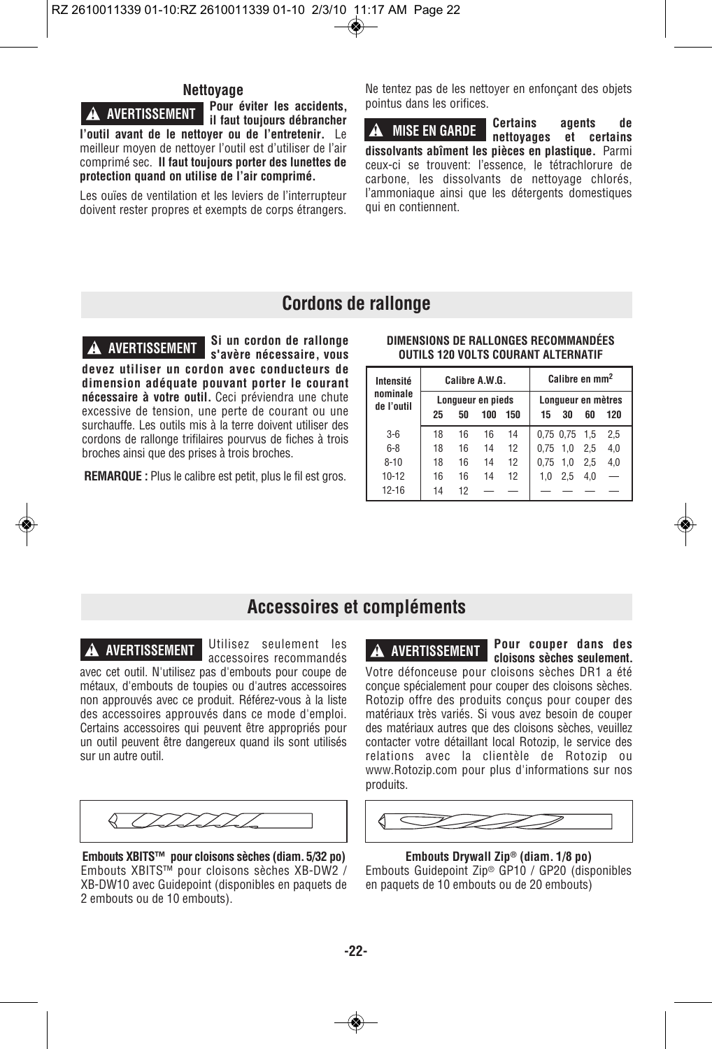### Nettoyage

**⚠ AVERTISSEMENT** **Pour éviter les accidents, il faut toujours débrancher l'outil avant de le nettoyer ou de l'entretenir.** Le meilleur moyen de nettoyer l'outil est d'utiliser de l'air comprimé sec. **Il faut toujours porter des lunettes de protection quand on utilise de l'air comprimé.**

Les ouïes de ventilation et les leviers de l'interrupteur doivent rester propres et exempts de corps étrangers. Ne tentez pas de les nettoyer en enfonçant des objets pointus dans les orifices.

**⚠ MISE EN GARDE** **Certains agents de nettoyages et certains dissolvants abîment les pièces en plastique.** Parmi ceux-ci se trouvent: l'essence, le tétrachlorure de carbone, les dissolvants de nettoyage chlorés, l'ammoniaque ainsi que les détergents domestiques qui en contiennent.

## Cordons de rallonge

**⚠ AVERTISSEMENT** **Si un cordon de rallonge s'avère nécessaire, vous devez utiliser un cordon avec conducteurs de dimension adéquate pouvant porter le courant nécessaire à votre outil.** Ceci préviendra une chute excessive de tension, une perte de courant ou une surchauffe. Les outils mis à la terre doivent utiliser des cordons de rallonge trifilaires pourvus de fiches à trois broches ainsi que des prises à trois broches.

**REMARQUE :** Plus le calibre est petit, plus le fil est gros.

**DIMENSIONS DE RALLONGES RECOMMANDÉES OUTILS 120 VOLTS COURANT ALTERNATIF**

| Intensité nominale de l'outil | Calibre A.W.G. | | | | Calibre en mm² | | | |
|---|---|---|---|---|---|---|---|---|
| | Longueur en pieds | | | | Longueur en mètres | | | |
| | 25 | 50 | 100 | 150 | 15 | 30 | 60 | 120 |
| 3-6 | 18 | 16 | 16 | 14 | 0,75 | 0,75 | 1,5 | 2,5 |
| 6-8 | 18 | 16 | 14 | 12 | 0,75 | 1,0 | 2,5 | 4,0 |
| 8-10 | 18 | 16 | 14 | 12 | 0,75 | 1,0 | 2,5 | 4,0 |
| 10-12 | 16 | 16 | 14 | 12 | 1,0 | 2,5 | 4,0 | — |
| 12-16 | 14 | 12 | — | — | — | — | — | — |

## Accessoires et compléments

**⚠ AVERTISSEMENT** Utilisez seulement les accessoires recommandés avec cet outil. N'utilisez pas d'embouts pour coupe de métaux, d'embouts de toupies ou d'autres accessoires non approuvés avec ce produit. Référez-vous à la liste des accessoires approuvés dans ce mode d'emploi. Certains accessoires qui peuvent être appropriés pour un outil peuvent être dangereux quand ils sont utilisés sur un autre outil.

**Embouts XBITS™ pour cloisons sèches (diam. 5/32 po)**
Embouts XBITS™ pour cloisons sèches XB-DW2 / XB-DW10 avec Guidepoint (disponibles en paquets de 2 embouts ou de 10 embouts).

**⚠ AVERTISSEMENT** **Pour couper dans des cloisons sèches seulement.** Votre défonceuse pour cloisons sèches DR1 a été conçue spécialement pour couper des cloisons sèches. Rotozip offre des produits conçus pour couper des matériaux très variés. Si vous avez besoin de couper des matériaux autres que des cloisons sèches, veuillez contacter votre détaillant local Rotozip, le service des relations avec la clientèle de Rotozip ou www.Rotozip.com pour plus d'informations sur nos produits.

**Embouts Drywall Zip® (diam. 1/8 po)**
Embouts Guidepoint Zip® GP10 / GP20 (disponibles en paquets de 10 embouts ou de 20 embouts)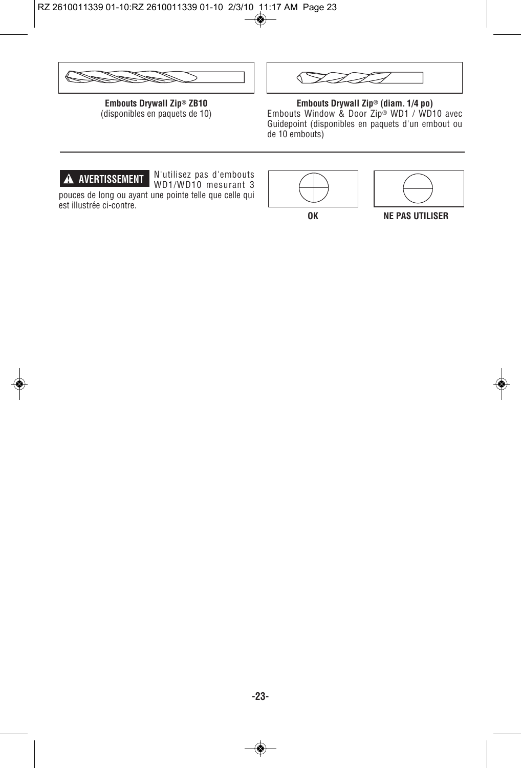**Embouts Drywall Zip® ZB10**
(disponibles en paquets de 10)

**Embouts Drywall Zip® (diam. 1/4 po)**
Embouts Window & Door Zip® WD1 / WD10 avec Guidepoint (disponibles en paquets d'un embout ou de 10 embouts)

---

**⚠ AVERTISSEMENT** N'utilisez pas d'embouts WD1/WD10 mesurant 3 pouces de long ou ayant une pointe telle que celle qui est illustrée ci-contre.

**OK**

**NE PAS UTILISER**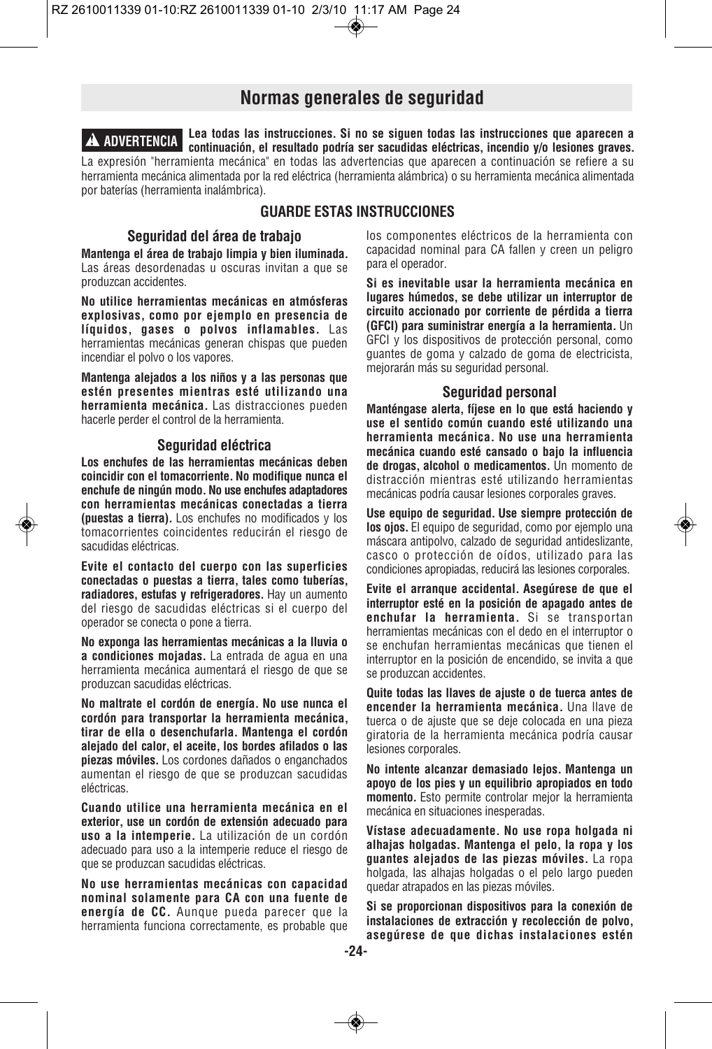# Normas generales de seguridad

**⚠ ADVERTENCIA** **Lea todas las instrucciones. Si no se siguen todas las instrucciones que aparecen a continuación, el resultado podría ser sacudidas eléctricas, incendio y/o lesiones graves.** La expresión "herramienta mecánica" en todas las advertencias que aparecen a continuación se refiere a su herramienta mecánica alimentada por la red eléctrica (herramienta alámbrica) o su herramienta mecánica alimentada por baterías (herramienta inalámbrica).

**GUARDE ESTAS INSTRUCCIONES**

## Seguridad del área de trabajo

**Mantenga el área de trabajo limpia y bien iluminada.** Las áreas desordenadas u oscuras invitan a que se produzcan accidentes.

**No utilice herramientas mecánicas en atmósferas explosivas, como por ejemplo en presencia de líquidos, gases o polvos inflamables.** Las herramientas mecánicas generan chispas que pueden incendiar el polvo o los vapores.

**Mantenga alejados a los niños y a las personas que estén presentes mientras esté utilizando una herramienta mecánica.** Las distracciones pueden hacerle perder el control de la herramienta.

## Seguridad eléctrica

**Los enchufes de las herramientas mecánicas deben coincidir con el tomacorriente. No modifique nunca el enchufe de ningún modo. No use enchufes adaptadores con herramientas mecánicas conectadas a tierra (puestas a tierra).** Los enchufes no modificados y los tomacorrientes coincidentes reducirán el riesgo de sacudidas eléctricas.

**Evite el contacto del cuerpo con las superficies conectadas o puestas a tierra, tales como tuberías, radiadores, estufas y refrigeradores.** Hay un aumento del riesgo de sacudidas eléctricas si el cuerpo del operador se conecta o pone a tierra.

**No exponga las herramientas mecánicas a la lluvia o a condiciones mojadas.** La entrada de agua en una herramienta mecánica aumentará el riesgo de que se produzcan sacudidas eléctricas.

**No maltrate el cordón de energía. No use nunca el cordón para transportar la herramienta mecánica, tirar de ella o desenchufarla. Mantenga el cordón alejado del calor, el aceite, los bordes afilados o las piezas móviles.** Los cordones dañados o enganchados aumentan el riesgo de que se produzcan sacudidas eléctricas.

**Cuando utilice una herramienta mecánica en el exterior, use un cordón de extensión adecuado para uso a la intemperie.** La utilización de un cordón adecuado para uso a la intemperie reduce el riesgo de que se produzcan sacudidas eléctricas.

**No use herramientas mecánicas con capacidad nominal solamente para CA con una fuente de energía de CC.** Aunque pueda parecer que la herramienta funciona correctamente, es probable que los componentes eléctricos de la herramienta con capacidad nominal para CA fallen y creen un peligro para el operador.

**Si es inevitable usar la herramienta mecánica en lugares húmedos, se debe utilizar un interruptor de circuito accionado por corriente de pérdida a tierra (GFCI) para suministrar energía a la herramienta.** Un GFCI y los dispositivos de protección personal, como guantes de goma y calzado de goma de electricista, mejorarán más su seguridad personal.

## Seguridad personal

**Manténgase alerta, fíjese en lo que está haciendo y use el sentido común cuando esté utilizando una herramienta mecánica. No use una herramienta mecánica cuando esté cansado o bajo la influencia de drogas, alcohol o medicamentos.** Un momento de distracción mientras esté utilizando herramientas mecánicas podría causar lesiones corporales graves.

**Use equipo de seguridad. Use siempre protección de los ojos.** El equipo de seguridad, como por ejemplo una máscara antipolvo, calzado de seguridad antideslizante, casco o protección de oídos, utilizado para las condiciones apropiadas, reducirá las lesiones corporales.

**Evite el arranque accidental. Asegúrese de que el interruptor esté en la posición de apagado antes de enchufar la herramienta.** Si se transportan herramientas mecánicas con el dedo en el interruptor o se enchufan herramientas mecánicas que tienen el interruptor en la posición de encendido, se invita a que se produzcan accidentes.

**Quite todas las llaves de ajuste o de tuerca antes de encender la herramienta mecánica.** Una llave de tuerca o de ajuste que se deje colocada en una pieza giratoria de la herramienta mecánica podría causar lesiones corporales.

**No intente alcanzar demasiado lejos. Mantenga un apoyo de los pies y un equilibrio apropiados en todo momento.** Esto permite controlar mejor la herramienta mecánica en situaciones inesperadas.

**Vístase adecuadamente. No use ropa holgada ni alhajas holgadas. Mantenga el pelo, la ropa y los guantes alejados de las piezas móviles.** La ropa holgada, las alhajas holgadas o el pelo largo pueden quedar atrapados en las piezas móviles.

**Si se proporcionan dispositivos para la conexión de instalaciones de extracción y recolección de polvo, asegúrese de que dichas instalaciones estén**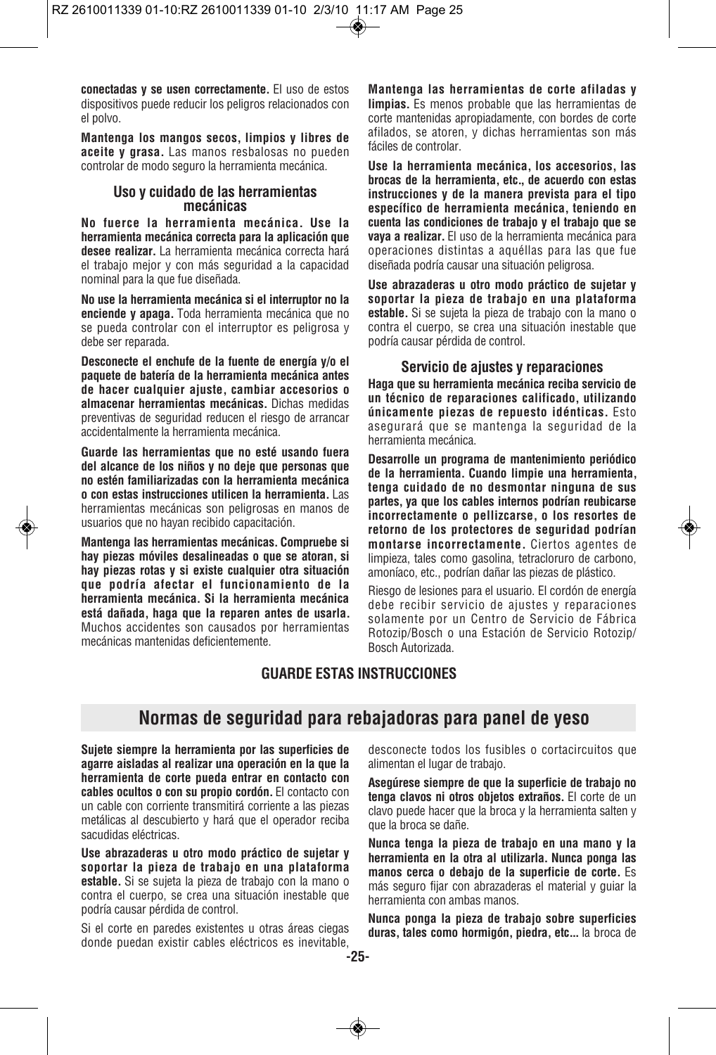**conectadas y se usen correctamente.** El uso de estos dispositivos puede reducir los peligros relacionados con el polvo.

**Mantenga los mangos secos, limpios y libres de aceite y grasa.** Las manos resbalosas no pueden controlar de modo seguro la herramienta mecánica.

### Uso y cuidado de las herramientas mecánicas

**No fuerce la herramienta mecánica. Use la herramienta mecánica correcta para la aplicación que desee realizar.** La herramienta mecánica correcta hará el trabajo mejor y con más seguridad a la capacidad nominal para la que fue diseñada.

**No use la herramienta mecánica si el interruptor no la enciende y apaga.** Toda herramienta mecánica que no se pueda controlar con el interruptor es peligrosa y debe ser reparada.

**Desconecte el enchufe de la fuente de energía y/o el paquete de batería de la herramienta mecánica antes de hacer cualquier ajuste, cambiar accesorios o almacenar herramientas mecánicas.** Dichas medidas preventivas de seguridad reducen el riesgo de arrancar accidentalmente la herramienta mecánica.

**Guarde las herramientas que no esté usando fuera del alcance de los niños y no deje que personas que no estén familiarizadas con la herramienta mecánica o con estas instrucciones utilicen la herramienta.** Las herramientas mecánicas son peligrosas en manos de usuarios que no hayan recibido capacitación.

**Mantenga las herramientas mecánicas. Compruebe si hay piezas móviles desalineadas o que se atoran, si hay piezas rotas y si existe cualquier otra situación que podría afectar el funcionamiento de la herramienta mecánica. Si la herramienta mecánica está dañada, haga que la reparen antes de usarla.** Muchos accidentes son causados por herramientas mecánicas mantenidas deficientemente.

**Mantenga las herramientas de corte afiladas y limpias.** Es menos probable que las herramientas de corte mantenidas apropiadamente, con bordes de corte afilados, se atoren, y dichas herramientas son más fáciles de controlar.

**Use la herramienta mecánica, los accesorios, las brocas de la herramienta, etc., de acuerdo con estas instrucciones y de la manera prevista para el tipo específico de herramienta mecánica, teniendo en cuenta las condiciones de trabajo y el trabajo que se vaya a realizar.** El uso de la herramienta mecánica para operaciones distintas a aquéllas para las que fue diseñada podría causar una situación peligrosa.

**Use abrazaderas u otro modo práctico de sujetar y soportar la pieza de trabajo en una plataforma estable.** Si se sujeta la pieza de trabajo con la mano o contra el cuerpo, se crea una situación inestable que podría causar pérdida de control.

### Servicio de ajustes y reparaciones

**Haga que su herramienta mecánica reciba servicio de un técnico de reparaciones calificado, utilizando únicamente piezas de repuesto idénticas.** Esto asegurará que se mantenga la seguridad de la herramienta mecánica.

**Desarrolle un programa de mantenimiento periódico de la herramienta. Cuando limpie una herramienta, tenga cuidado de no desmontar ninguna de sus partes, ya que los cables internos podrían reubicarse incorrectamente o pellizcarse, o los resortes de retorno de los protectores de seguridad podrían montarse incorrectamente.** Ciertos agentes de limpieza, tales como gasolina, tetracloruro de carbono, amoníaco, etc., podrían dañar las piezas de plástico.

Riesgo de lesiones para el usuario. El cordón de energía debe recibir servicio de ajustes y reparaciones solamente por un Centro de Servicio de Fábrica Rotozip/Bosch o una Estación de Servicio Rotozip/Bosch Autorizada.

**GUARDE ESTAS INSTRUCCIONES**

## Normas de seguridad para rebajadoras para panel de yeso

**Sujete siempre la herramienta por las superficies de agarre aisladas al realizar una operación en la que la herramienta de corte pueda entrar en contacto con cables ocultos o con su propio cordón.** El contacto con un cable con corriente transmitirá corriente a las piezas metálicas al descubierto y hará que el operador reciba sacudidas eléctricas.

**Use abrazaderas u otro modo práctico de sujetar y soportar la pieza de trabajo en una plataforma estable.** Si se sujeta la pieza de trabajo con la mano o contra el cuerpo, se crea una situación inestable que podría causar pérdida de control.

Si el corte en paredes existentes u otras áreas ciegas donde puedan existir cables eléctricos es inevitable, desconecte todos los fusibles o cortacircuitos que alimentan el lugar de trabajo.

**Asegúrese siempre de que la superficie de trabajo no tenga clavos ni otros objetos extraños.** El corte de un clavo puede hacer que la broca y la herramienta salten y que la broca se dañe.

**Nunca tenga la pieza de trabajo en una mano y la herramienta en la otra al utilizarla. Nunca ponga las manos cerca o debajo de la superficie de corte.** Es más seguro fijar con abrazaderas el material y guiar la herramienta con ambas manos.

**Nunca ponga la pieza de trabajo sobre superficies duras, tales como hormigón, piedra, etc...** la broca de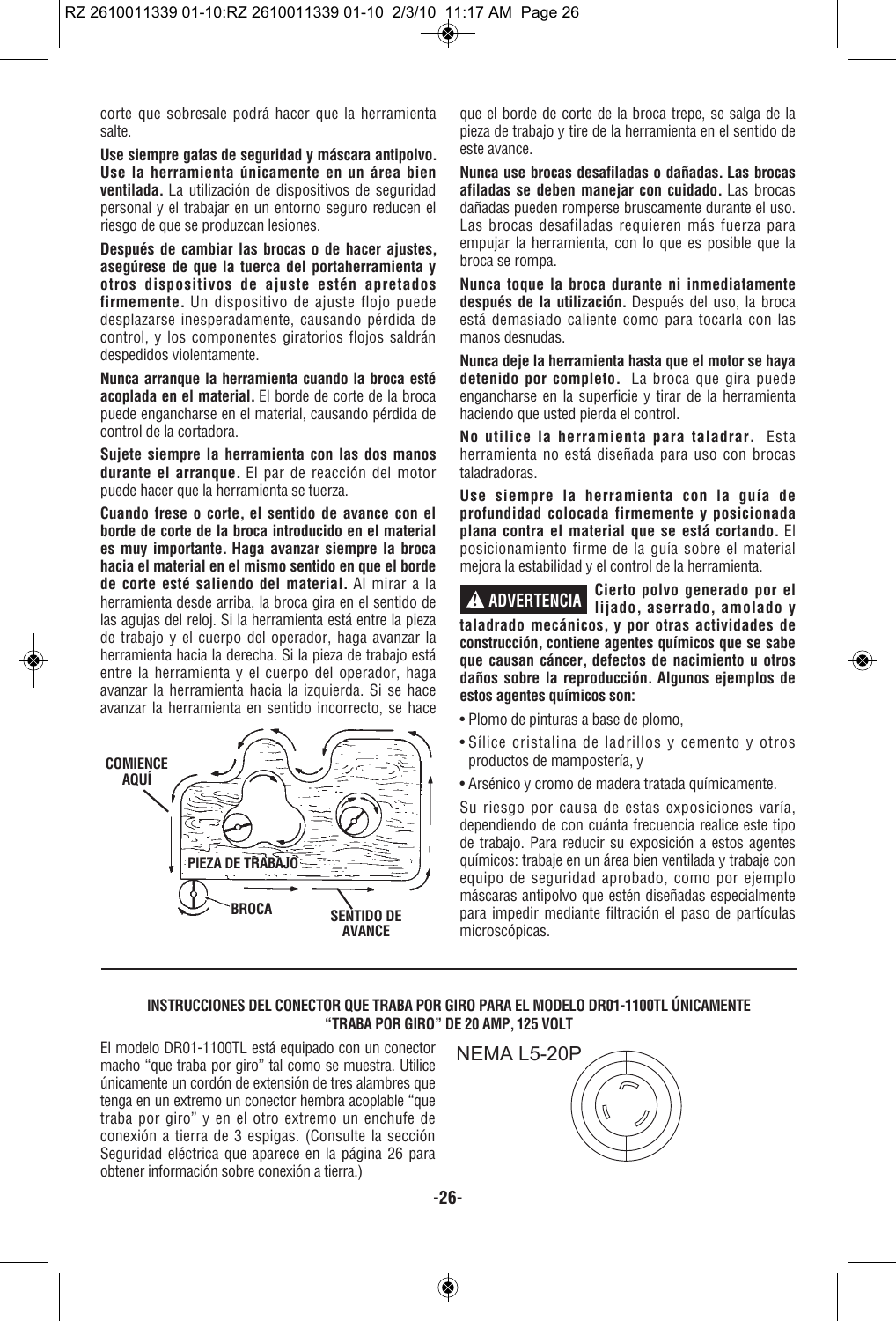corte que sobresale podrá hacer que la herramienta salte.

**Use siempre gafas de seguridad y máscara antipolvo. Use la herramienta únicamente en un área bien ventilada.** La utilización de dispositivos de seguridad personal y el trabajar en un entorno seguro reducen el riesgo de que se produzcan lesiones.

**Después de cambiar las brocas o de hacer ajustes, asegúrese de que la tuerca del portaherramienta y otros dispositivos de ajuste estén apretados firmemente.** Un dispositivo de ajuste flojo puede desplazarse inesperadamente, causando pérdida de control, y los componentes giratorios flojos saldrán despedidos violentamente.

**Nunca arranque la herramienta cuando la broca esté acoplada en el material.** El borde de corte de la broca puede engancharse en el material, causando pérdida de control de la cortadora.

**Sujete siempre la herramienta con las dos manos durante el arranque.** El par de reacción del motor puede hacer que la herramienta se tuerza.

**Cuando frese o corte, el sentido de avance con el borde de corte de la broca introducido en el material es muy importante. Haga avanzar siempre la broca hacia el material en el mismo sentido en que el borde de corte esté saliendo del material.** Al mirar a la herramienta desde arriba, la broca gira en el sentido de las agujas del reloj. Si la herramienta está entre la pieza de trabajo y el cuerpo del operador, haga avanzar la herramienta hacia la derecha. Si la pieza de trabajo está entre la herramienta y el cuerpo del operador, haga avanzar la herramienta hacia la izquierda. Si se hace avanzar la herramienta en sentido incorrecto, se hace que el borde de corte de la broca trepe, se salga de la pieza de trabajo y tire de la herramienta en el sentido de este avance.

COMIENCE AQUÍ

PIEZA DE TRABAJO

BROCA

SENTIDO DE AVANCE

**Nunca use brocas desafiladas o dañadas. Las brocas afiladas se deben manejar con cuidado.** Las brocas dañadas pueden romperse bruscamente durante el uso. Las brocas desafiladas requieren más fuerza para empujar la herramienta, con lo que es posible que la broca se rompa.

**Nunca toque la broca durante ni inmediatamente después de la utilización.** Después del uso, la broca está demasiado caliente como para tocarla con las manos desnudas.

**Nunca deje la herramienta hasta que el motor se haya detenido por completo.** La broca que gira puede engancharse en la superficie y tirar de la herramienta haciendo que usted pierda el control.

**No utilice la herramienta para taladrar.** Esta herramienta no está diseñada para uso con brocas taladradoras.

**Use siempre la herramienta con la guía de profundidad colocada firmemente y posicionada plana contra el material que se está cortando.** El posicionamiento firme de la guía sobre el material mejora la estabilidad y el control de la herramienta.

**⚠ ADVERTENCIA Cierto polvo generado por el lijado, aserrado, amolado y taladrado mecánicos, y por otras actividades de construcción, contiene agentes químicos que se sabe que causan cáncer, defectos de nacimiento u otros daños sobre la reproducción. Algunos ejemplos de estos agentes químicos son:**

- Plomo de pinturas a base de plomo,
- Sílice cristalina de ladrillos y cemento y otros productos de mampostería, y
- Arsénico y cromo de madera tratada químicamente.

Su riesgo por causa de estas exposiciones varía, dependiendo de con cuánta frecuencia realice este tipo de trabajo. Para reducir su exposición a estos agentes químicos: trabaje en un área bien ventilada y trabaje con equipo de seguridad aprobado, como por ejemplo máscaras antipolvo que estén diseñadas especialmente para impedir mediante filtración el paso de partículas microscópicas.

---

**INSTRUCCIONES DEL CONECTOR QUE TRABA POR GIRO PARA EL MODELO DR01-1100TL ÚNICAMENTE "TRABA POR GIRO" DE 20 AMP, 125 VOLT**

El modelo DR01-1100TL está equipado con un conector macho "que traba por giro" tal como se muestra. Utilice únicamente un cordón de extensión de tres alambres que tenga en un extremo un conector hembra acoplable "que traba por giro" y en el otro extremo un enchufe de conexión a tierra de 3 espigas. (Consulte la sección Seguridad eléctrica que aparece en la página 26 para obtener información sobre conexión a tierra.)

NEMA L5-20P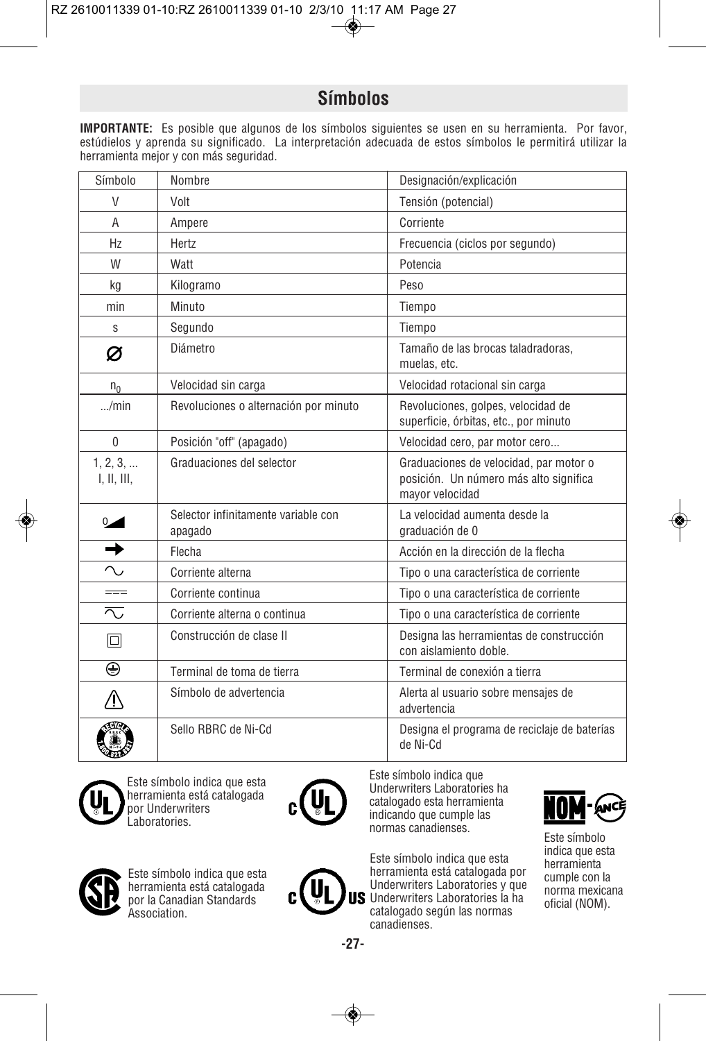## Símbolos

**IMPORTANTE:** Es posible que algunos de los símbolos siguientes se usen en su herramienta. Por favor, estúdielos y aprenda su significado. La interpretación adecuada de estos símbolos le permitirá utilizar la herramienta mejor y con más seguridad.

| Símbolo | Nombre | Designación/explicación |
|---|---|---|
| V | Volt | Tensión (potencial) |
| A | Ampere | Corriente |
| Hz | Hertz | Frecuencia (ciclos por segundo) |
| W | Watt | Potencia |
| kg | Kilogramo | Peso |
| min | Minuto | Tiempo |
| s | Segundo | Tiempo |
| ∅ | Diámetro | Tamaño de las brocas taladradoras, muelas, etc. |
| $n_0$ | Velocidad sin carga | Velocidad rotacional sin carga |
| .../min | Revoluciones o alternación por minuto | Revoluciones, golpes, velocidad de superficie, órbitas, etc., por minuto |
| 0 | Posición "off" (apagado) | Velocidad cero, par motor cero... |
| 1, 2, 3, ... I, II, III, | Graduaciones del selector | Graduaciones de velocidad, par motor o posición. Un número más alto significa mayor velocidad |
| 0◢ | Selector infinitamente variable con apagado | La velocidad aumenta desde la graduación de 0 |
| ➡ | Flecha | Acción en la dirección de la flecha |
| ∿ | Corriente alterna | Tipo o una característica de corriente |
| ⎓ | Corriente continua | Tipo o una característica de corriente |
| ∿̄ | Corriente alterna o continua | Tipo o una característica de corriente |
| ⧈ | Construcción de clase II | Designa las herramientas de construcción con aislamiento doble. |
| ⏚ | Terminal de toma de tierra | Terminal de conexión a tierra |
| ⚠ | Símbolo de advertencia | Alerta al usuario sobre mensajes de advertencia |
| (RBRC) | Sello RBRC de Ni-Cd | Designa el programa de reciclaje de baterías de Ni-Cd |

Este símbolo indica que esta herramienta está catalogada por Underwriters Laboratories.

Este símbolo indica que Underwriters Laboratories ha catalogado esta herramienta indicando que cumple las normas canadienses.

Este símbolo indica que esta herramienta cumple con la norma mexicana oficial (NOM).

Este símbolo indica que esta herramienta está catalogada por la Canadian Standards Association.

Este símbolo indica que esta herramienta está catalogada por Underwriters Laboratories y que Underwriters Laboratories la ha catalogado según las normas canadienses.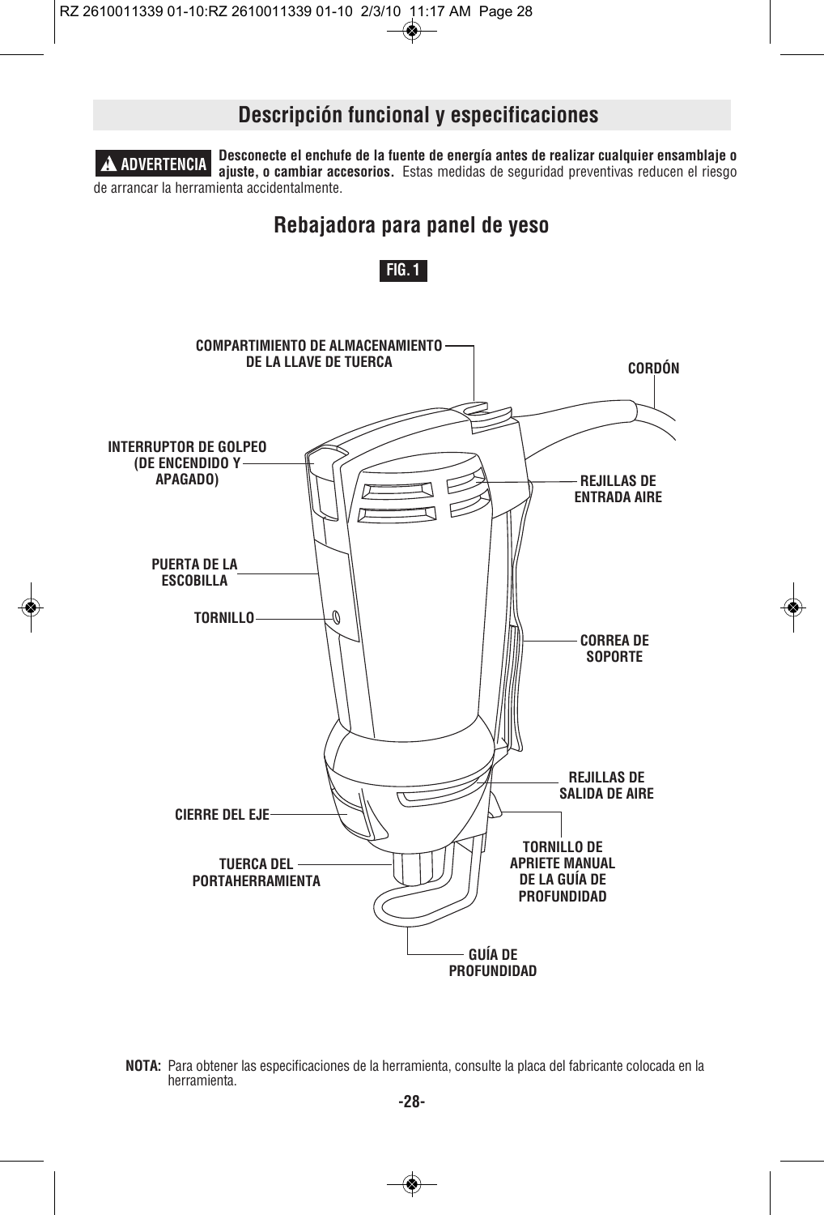## Descripción funcional y especificaciones

**⚠ ADVERTENCIA** **Desconecte el enchufe de la fuente de energía antes de realizar cualquier ensamblaje o ajuste, o cambiar accesorios.** Estas medidas de seguridad preventivas reducen el riesgo de arrancar la herramienta accidentalmente.

## Rebajadora para panel de yeso

**FIG. 1**

COMPARTIMIENTO DE ALMACENAMIENTO DE LA LLAVE DE TUERCA

CORDÓN

INTERRUPTOR DE GOLPEO (DE ENCENDIDO Y APAGADO)

REJILLAS DE ENTRADA AIRE

PUERTA DE LA ESCOBILLA

TORNILLO

CORREA DE SOPORTE

REJILLAS DE SALIDA DE AIRE

CIERRE DEL EJE

TUERCA DEL PORTAHERRAMIENTA

TORNILLO DE APRIETE MANUAL DE LA GUÍA DE PROFUNDIDAD

GUÍA DE PROFUNDIDAD

**NOTA:** Para obtener las especificaciones de la herramienta, consulte la placa del fabricante colocada en la herramienta.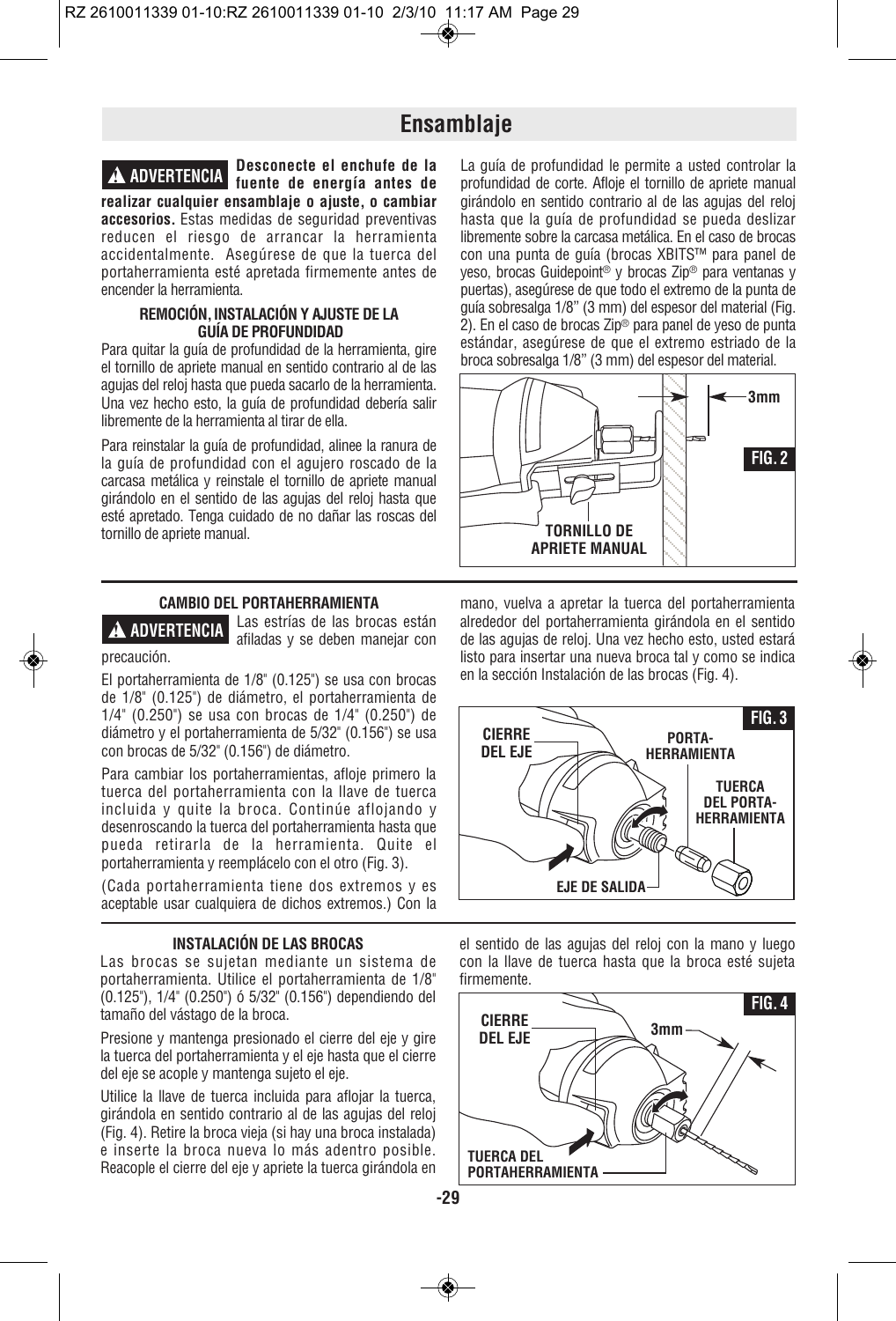# Ensamblaje

**▲ ADVERTENCIA** **Desconecte el enchufe de la fuente de energía antes de realizar cualquier ensamblaje o ajuste, o cambiar accesorios.** Estas medidas de seguridad preventivas reducen el riesgo de arrancar la herramienta accidentalmente. Asegúrese de que la tuerca del portaherramienta esté apretada firmemente antes de encender la herramienta.

### REMOCIÓN, INSTALACIÓN Y AJUSTE DE LA GUÍA DE PROFUNDIDAD

Para quitar la guía de profundidad de la herramienta, gire el tornillo de apriete manual en sentido contrario al de las agujas del reloj hasta que pueda sacarlo de la herramienta. Una vez hecho esto, la guía de profundidad debería salir libremente de la herramienta al tirar de ella.

Para reinstalar la guía de profundidad, alinee la ranura de la guía de profundidad con el agujero roscado de la carcasa metálica y reinstale el tornillo de apriete manual girándolo en el sentido de las agujas del reloj hasta que esté apretado. Tenga cuidado de no dañar las roscas del tornillo de apriete manual.

La guía de profundidad le permite a usted controlar la profundidad de corte. Afloje el tornillo de apriete manual girándolo en sentido contrario al de las agujas del reloj hasta que la guía de profundidad se pueda deslizar libremente sobre la carcasa metálica. En el caso de brocas con una punta de guía (brocas XBITS™ para panel de yeso, brocas Guidepoint® y brocas Zip® para ventanas y puertas), asegúrese de que todo el extremo de la punta de guía sobresalga 1/8" (3 mm) del espesor del material (Fig. 2). En el caso de brocas Zip® para panel de yeso de punta estándar, asegúrese de que el extremo estriado de la broca sobresalga 1/8" (3 mm) del espesor del material.

3mm

FIG. 2

TORNILLO DE APRIETE MANUAL

### CAMBIO DEL PORTAHERRAMIENTA

**▲ ADVERTENCIA** Las estrías de las brocas están afiladas y se deben manejar con precaución.

El portaherramienta de 1/8" (0.125") se usa con brocas de 1/8" (0.125") de diámetro, el portaherramienta de 1/4" (0.250") se usa con brocas de 1/4" (0.250") de diámetro y el portaherramienta de 5/32" (0.156") se usa con brocas de 5/32" (0.156") de diámetro.

Para cambiar los portaherramientas, afloje primero la tuerca del portaherramienta con la llave de tuerca incluida y quite la broca. Continúe aflojando y desenroscando la tuerca del portaherramienta hasta que pueda retirarla de la herramienta. Quite el portaherramienta y reemplácelo con el otro (Fig. 3).

(Cada portaherramienta tiene dos extremos y es aceptable usar cualquiera de dichos extremos.) Con la mano, vuelva a apretar la tuerca del portaherramienta alrededor del portaherramienta girándola en el sentido de las agujas de reloj. Una vez hecho esto, usted estará listo para insertar una nueva broca tal y como se indica en la sección Instalación de las brocas (Fig. 4).

FIG. 3

CIERRE DEL EJE — PORTA-HERRAMIENTA — TUERCA DEL PORTA-HERRAMIENTA — EJE DE SALIDA

### INSTALACIÓN DE LAS BROCAS

Las brocas se sujetan mediante un sistema de portaherramienta. Utilice el portaherramienta de 1/8" (0.125"), 1/4" (0.250") ó 5/32" (0.156") dependiendo del tamaño del vástago de la broca.

Presione y mantenga presionado el cierre del eje y gire la tuerca del portaherramienta y el eje hasta que el cierre del eje se acople y mantenga sujeto el eje.

Utilice la llave de tuerca incluida para aflojar la tuerca, girándola en sentido contrario al de las agujas del reloj (Fig. 4). Retire la broca vieja (si hay una broca instalada) e inserte la broca nueva lo más adentro posible. Reacople el cierre del eje y apriete la tuerca girándola en el sentido de las agujas del reloj con la mano y luego con la llave de tuerca hasta que la broca esté sujeta firmemente.

FIG. 4

CIERRE DEL EJE — 3mm — TUERCA DEL PORTAHERRAMIENTA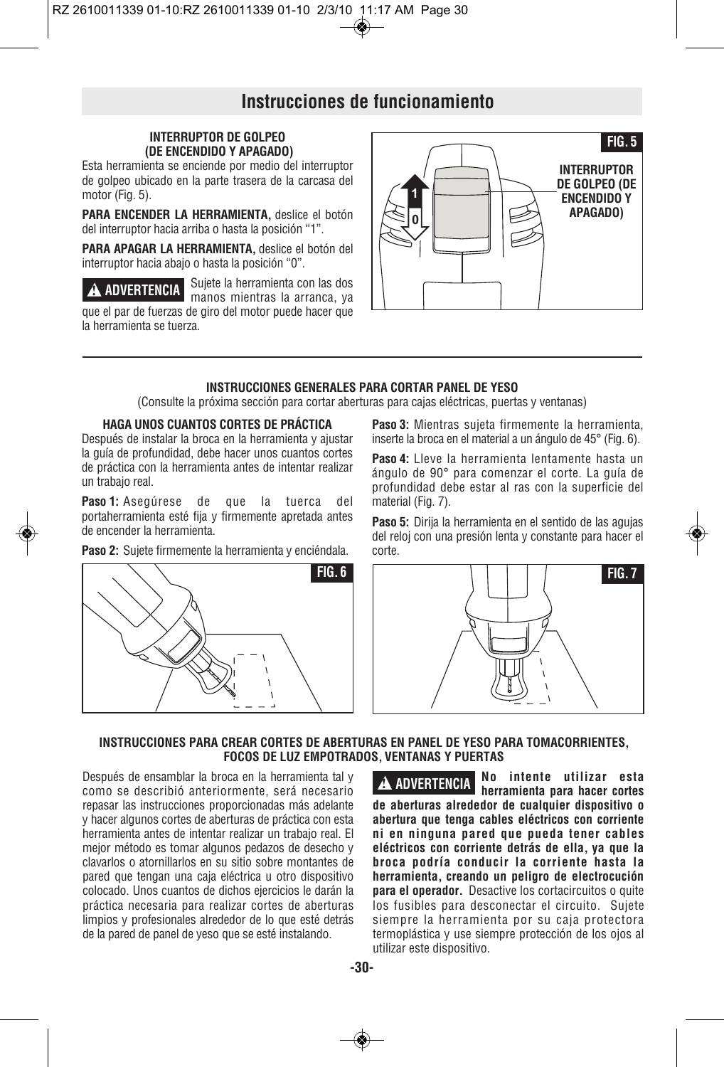## Instrucciones de funcionamiento

**INTERRUPTOR DE GOLPEO (DE ENCENDIDO Y APAGADO)**

Esta herramienta se enciende por medio del interruptor de golpeo ubicado en la parte trasera de la carcasa del motor (Fig. 5).

**PARA ENCENDER LA HERRAMIENTA,** deslice el botón del interruptor hacia arriba o hasta la posición "1".

**PARA APAGAR LA HERRAMIENTA,** deslice el botón del interruptor hacia abajo o hasta la posición "0".

**⚠ ADVERTENCIA** Sujete la herramienta con las dos manos mientras la arranca, ya que el par de fuerzas de giro del motor puede hacer que la herramienta se tuerza.

**FIG. 5**

INTERRUPTOR DE GOLPEO (DE ENCENDIDO Y APAGADO)

---

**INSTRUCCIONES GENERALES PARA CORTAR PANEL DE YESO**

(Consulte la próxima sección para cortar aberturas para cajas eléctricas, puertas y ventanas)

**HAGA UNOS CUANTOS CORTES DE PRÁCTICA**

Después de instalar la broca en la herramienta y ajustar la guía de profundidad, debe hacer unos cuantos cortes de práctica con la herramienta antes de intentar realizar un trabajo real.

**Paso 1:** Asegúrese de que la tuerca del portaherramienta esté fija y firmemente apretada antes de encender la herramienta.

**Paso 2:** Sujete firmemente la herramienta y enciéndala.

**Paso 3:** Mientras sujeta firmemente la herramienta, inserte la broca en el material a un ángulo de 45° (Fig. 6).

**Paso 4:** Lleve la herramienta lentamente hasta un ángulo de 90° para comenzar el corte. La guía de profundidad debe estar al ras con la superficie del material (Fig. 7).

**Paso 5:** Dirija la herramienta en el sentido de las agujas del reloj con una presión lenta y constante para hacer el corte.

**FIG. 6**

**FIG. 7**

**INSTRUCCIONES PARA CREAR CORTES DE ABERTURAS EN PANEL DE YESO PARA TOMACORRIENTES, FOCOS DE LUZ EMPOTRADOS, VENTANAS Y PUERTAS**

Después de ensamblar la broca en la herramienta tal y como se describió anteriormente, será necesario repasar las instrucciones proporcionadas más adelante y hacer algunos cortes de aberturas de práctica con esta herramienta antes de intentar realizar un trabajo real. El mejor método es tomar algunos pedazos de desecho y clavarlos o atornillarlos en su sitio sobre montantes de pared que tengan una caja eléctrica u otro dispositivo colocado. Unos cuantos de dichos ejercicios le darán la práctica necesaria para realizar cortes de aberturas limpios y profesionales alrededor de lo que esté detrás de la pared de panel de yeso que se esté instalando.

**⚠ ADVERTENCIA** **No intente utilizar esta herramienta para hacer cortes de aberturas alrededor de cualquier dispositivo o abertura que tenga cables eléctricos con corriente ni en ninguna pared que pueda tener cables eléctricos con corriente detrás de ella, ya que la broca podría conducir la corriente hasta la herramienta, creando un peligro de electrocución para el operador.** Desactive los cortacircuitos o quite los fusibles para desconectar el circuito. Sujete siempre la herramienta por su caja protectora termoplástica y use siempre protección de los ojos al utilizar este dispositivo.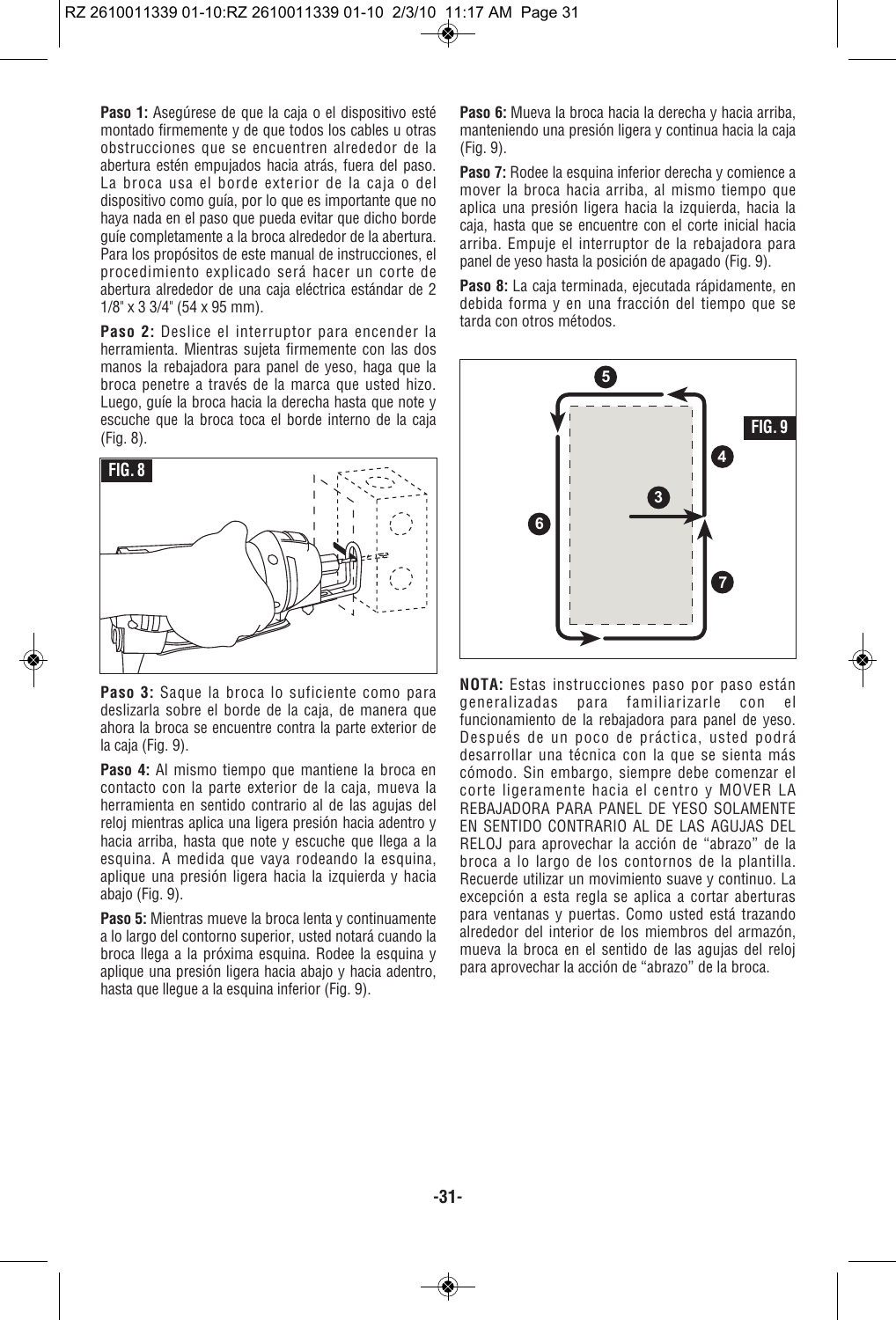**Paso 1:** Asegúrese de que la caja o el dispositivo esté montado firmemente y de que todos los cables u otras obstrucciones que se encuentren alrededor de la abertura estén empujados hacia atrás, fuera del paso. La broca usa el borde exterior de la caja o del dispositivo como guía, por lo que es importante que no haya nada en el paso que pueda evitar que dicho borde guíe completamente a la broca alrededor de la abertura. Para los propósitos de este manual de instrucciones, el procedimiento explicado será hacer un corte de abertura alrededor de una caja eléctrica estándar de 2 1/8" x 3 3/4" (54 x 95 mm).

**Paso 2:** Deslice el interruptor para encender la herramienta. Mientras sujeta firmemente con las dos manos la rebajadora para panel de yeso, haga que la broca penetre a través de la marca que usted hizo. Luego, guíe la broca hacia la derecha hasta que note y escuche que la broca toca el borde interno de la caja (Fig. 8).

**FIG. 8**

**Paso 3:** Saque la broca lo suficiente como para deslizarla sobre el borde de la caja, de manera que ahora la broca se encuentre contra la parte exterior de la caja (Fig. 9).

**Paso 4:** Al mismo tiempo que mantiene la broca en contacto con la parte exterior de la caja, mueva la herramienta en sentido contrario al de las agujas del reloj mientras aplica una ligera presión hacia adentro y hacia arriba, hasta que note y escuche que llega a la esquina. A medida que vaya rodeando la esquina, aplique una presión ligera hacia la izquierda y hacia abajo (Fig. 9).

**Paso 5:** Mientras mueve la broca lenta y continuamente a lo largo del contorno superior, usted notará cuando la broca llega a la próxima esquina. Rodee la esquina y aplique una presión ligera hacia abajo y hacia adentro, hasta que llegue a la esquina inferior (Fig. 9).

**Paso 6:** Mueva la broca hacia la derecha y hacia arriba, manteniendo una presión ligera y continua hacia la caja (Fig. 9).

**Paso 7:** Rodee la esquina inferior derecha y comience a mover la broca hacia arriba, al mismo tiempo que aplica una presión ligera hacia la izquierda, hacia la caja, hasta que se encuentre con el corte inicial hacia arriba. Empuje el interruptor de la rebajadora para panel de yeso hasta la posición de apagado (Fig. 9).

**Paso 8:** La caja terminada, ejecutada rápidamente, en debida forma y en una fracción del tiempo que se tarda con otros métodos.

**FIG. 9**

**NOTA:** Estas instrucciones paso por paso están generalizadas para familiarizarle con el funcionamiento de la rebajadora para panel de yeso. Después de un poco de práctica, usted podrá desarrollar una técnica con la que se sienta más cómodo. Sin embargo, siempre debe comenzar el corte ligeramente hacia el centro y MOVER LA REBAJADORA PARA PANEL DE YESO SOLAMENTE EN SENTIDO CONTRARIO AL DE LAS AGUJAS DEL RELOJ para aprovechar la acción de "abrazo" de la broca a lo largo de los contornos de la plantilla. Recuerde utilizar un movimiento suave y continuo. La excepción a esta regla se aplica a cortar aberturas para ventanas y puertas. Como usted está trazando alrededor del interior de los miembros del armazón, mueva la broca en el sentido de las agujas del reloj para aprovechar la acción de "abrazo" de la broca.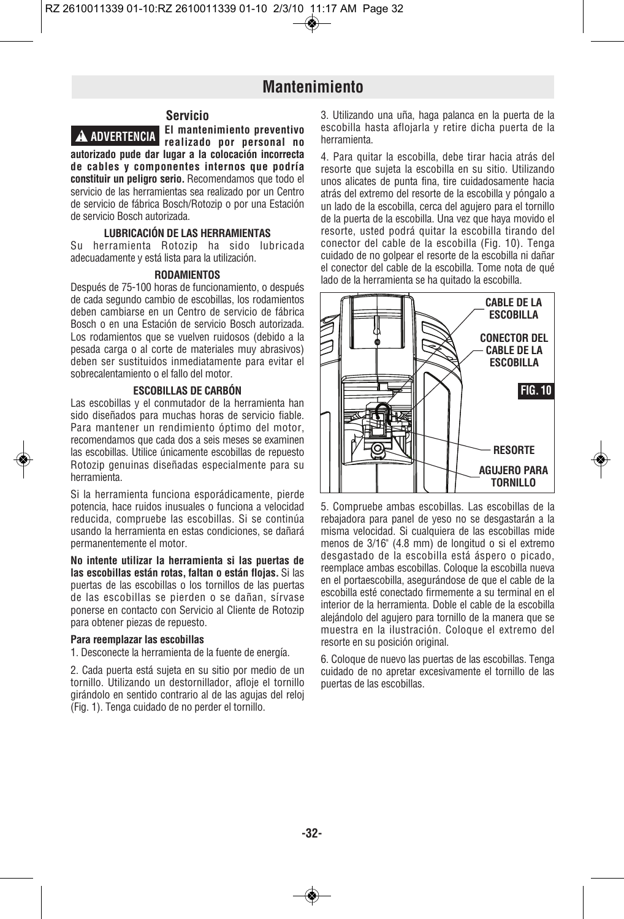# Mantenimiento

## Servicio

**⚠ ADVERTENCIA** **El mantenimiento preventivo realizado por personal no autorizado pude dar lugar a la colocación incorrecta de cables y componentes internos que podría constituir un peligro serio.** Recomendamos que todo el servicio de las herramientas sea realizado por un Centro de servicio de fábrica Bosch/Rotozip o por una Estación de servicio Bosch autorizada.

**LUBRICACIÓN DE LAS HERRAMIENTAS**

Su herramienta Rotozip ha sido lubricada adecuadamente y está lista para la utilización.

**RODAMIENTOS**

Después de 75-100 horas de funcionamiento, o después de cada segundo cambio de escobillas, los rodamientos deben cambiarse en un Centro de servicio de fábrica Bosch o en una Estación de servicio Bosch autorizada. Los rodamientos que se vuelven ruidosos (debido a la pesada carga o al corte de materiales muy abrasivos) deben ser sustituidos inmediatamente para evitar el sobrecalentamiento o el fallo del motor.

**ESCOBILLAS DE CARBÓN**

Las escobillas y el conmutador de la herramienta han sido diseñados para muchas horas de servicio fiable. Para mantener un rendimiento óptimo del motor, recomendamos que cada dos a seis meses se examinen las escobillas. Utilice únicamente escobillas de repuesto Rotozip genuinas diseñadas especialmente para su herramienta.

Si la herramienta funciona esporádicamente, pierde potencia, hace ruidos inusuales o funciona a velocidad reducida, compruebe las escobillas. Si se continúa usando la herramienta en estas condiciones, se dañará permanentemente el motor.

**No intente utilizar la herramienta si las puertas de las escobillas están rotas, faltan o están flojas.** Si las puertas de las escobillas o los tornillos de las puertas de las escobillas se pierden o se dañan, sírvase ponerse en contacto con Servicio al Cliente de Rotozip para obtener piezas de repuesto.

**Para reemplazar las escobillas**

1. Desconecte la herramienta de la fuente de energía.

2. Cada puerta está sujeta en su sitio por medio de un tornillo. Utilizando un destornillador, afloje el tornillo girándolo en sentido contrario al de las agujas del reloj (Fig. 1). Tenga cuidado de no perder el tornillo.

3. Utilizando una uña, haga palanca en la puerta de la escobilla hasta aflojarla y retire dicha puerta de la herramienta.

4. Para quitar la escobilla, debe tirar hacia atrás del resorte que sujeta la escobilla en su sitio. Utilizando unos alicates de punta fina, tire cuidadosamente hacia atrás del extremo del resorte de la escobilla y póngalo a un lado de la escobilla, cerca del agujero para el tornillo de la puerta de la escobilla. Una vez que haya movido el resorte, usted podrá quitar la escobilla tirando del conector del cable de la escobilla (Fig. 10). Tenga cuidado de no golpear el resorte de la escobilla ni dañar el conector del cable de la escobilla. Tome nota de qué lado de la herramienta se ha quitado la escobilla.

CABLE DE LA ESCOBILLA

CONECTOR DEL CABLE DE LA ESCOBILLA

RESORTE

AGUJERO PARA TORNILLO

**FIG. 10**

5. Compruebe ambas escobillas. Las escobillas de la rebajadora para panel de yeso no se desgastarán a la misma velocidad. Si cualquiera de las escobillas mide menos de 3/16" (4.8 mm) de longitud o si el extremo desgastado de la escobilla está áspero o picado, reemplace ambas escobillas. Coloque la escobilla nueva en el portaescobilla, asegurándose de que el cable de la escobilla esté conectado firmemente a su terminal en el interior de la herramienta. Doble el cable de la escobilla alejándolo del agujero para tornillo de la manera que se muestra en la ilustración. Coloque el extremo del resorte en su posición original.

6. Coloque de nuevo las puertas de las escobillas. Tenga cuidado de no apretar excesivamente el tornillo de las puertas de las escobillas.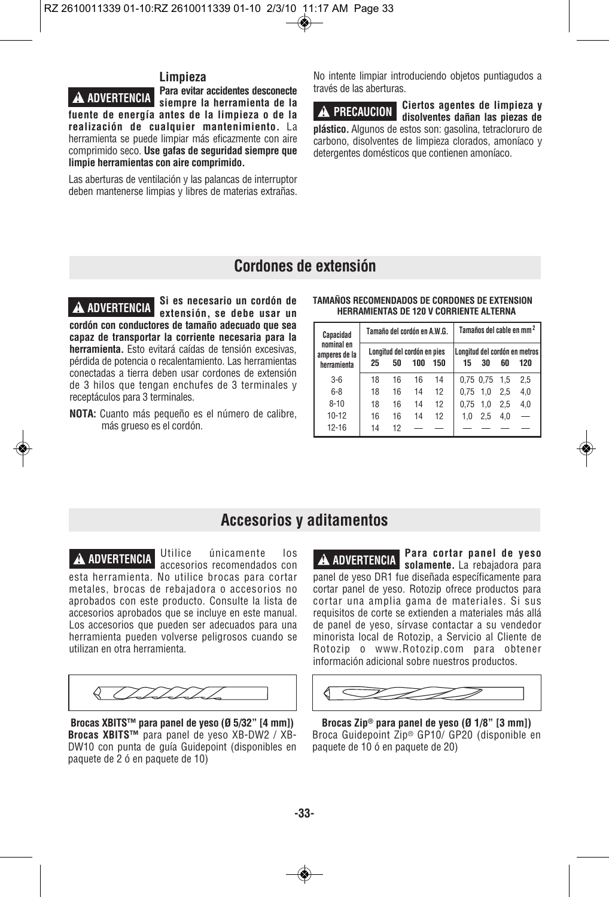### Limpieza

**⚠ ADVERTENCIA** **Para evitar accidentes desconecte siempre la herramienta de la fuente de energía antes de la limpieza o de la realización de cualquier mantenimiento.** La herramienta se puede limpiar más eficazmente con aire comprimido seco. **Use gafas de seguridad siempre que limpie herramientas con aire comprimido.**

Las aberturas de ventilación y las palancas de interruptor deben mantenerse limpias y libres de materias extrañas.

No intente limpiar introduciendo objetos puntiagudos a través de las aberturas.

**⚠ PRECAUCION** **Ciertos agentes de limpieza y disolventes dañan las piezas de plástico.** Algunos de estos son: gasolina, tetracloruro de carbono, disolventes de limpieza clorados, amoníaco y detergentes domésticos que contienen amoníaco.

## Cordones de extensión

**⚠ ADVERTENCIA** **Si es necesario un cordón de extensión, se debe usar un cordón con conductores de tamaño adecuado que sea capaz de transportar la corriente necesaria para la herramienta.** Esto evitará caídas de tensión excesivas, pérdida de potencia o recalentamiento. Las herramientas conectadas a tierra deben usar cordones de extensión de 3 hilos que tengan enchufes de 3 terminales y receptáculos para 3 terminales.

**NOTA:** Cuanto más pequeño es el número de calibre, más grueso es el cordón.

**TAMAÑOS RECOMENDADOS DE CORDONES DE EXTENSION HERRAMIENTAS DE 120 V CORRIENTE ALTERNA**

| Capacidad nominal en amperes de la herramienta | Tamaño del cordón en A.W.G. | | | | Tamaños del cable en mm² | | | |
|---|---|---|---|---|---|---|---|---|
| | Longitud del cordón en pies | | | | Longitud del cordón en metros | | | |
| | 25 | 50 | 100 | 150 | 15 | 30 | 60 | 120 |
| 3-6 | 18 | 16 | 16 | 14 | 0,75 | 0,75 | 1,5 | 2,5 |
| 6-8 | 18 | 16 | 14 | 12 | 0,75 | 1,0 | 2,5 | 4,0 |
| 8-10 | 18 | 16 | 14 | 12 | 0,75 | 1,0 | 2,5 | 4,0 |
| 10-12 | 16 | 16 | 14 | 12 | 1,0 | 2,5 | 4,0 | — |
| 12-16 | 14 | 12 | — | — | — | — | — | — |

## Accesorios y aditamentos

**⚠ ADVERTENCIA** Utilice únicamente los accesorios recomendados con esta herramienta. No utilice brocas para cortar metales, brocas de rebajadora o accesorios no aprobados con este producto. Consulte la lista de accesorios aprobados que se incluye en este manual. Los accesorios que pueden ser adecuados para una herramienta pueden volverse peligrosos cuando se utilizan en otra herramienta.

**Brocas XBITS™ para panel de yeso (Ø 5/32" [4 mm])**
**Brocas XBITS™** para panel de yeso XB-DW2 / XB-DW10 con punta de guía Guidepoint (disponibles en paquete de 2 ó en paquete de 10)

**⚠ ADVERTENCIA** **Para cortar panel de yeso solamente.** La rebajadora para panel de yeso DR1 fue diseñada específicamente para cortar panel de yeso. Rotozip ofrece productos para cortar una amplia gama de materiales. Si sus requisitos de corte se extienden a materiales más allá de panel de yeso, sírvase contactar a su vendedor minorista local de Rotozip, a Servicio al Cliente de Rotozip o www.Rotozip.com para obtener información adicional sobre nuestros productos.

**Brocas Zip® para panel de yeso (Ø 1/8" [3 mm])**
Broca Guidepoint Zip® GP10/ GP20 (disponible en paquete de 10 ó en paquete de 20)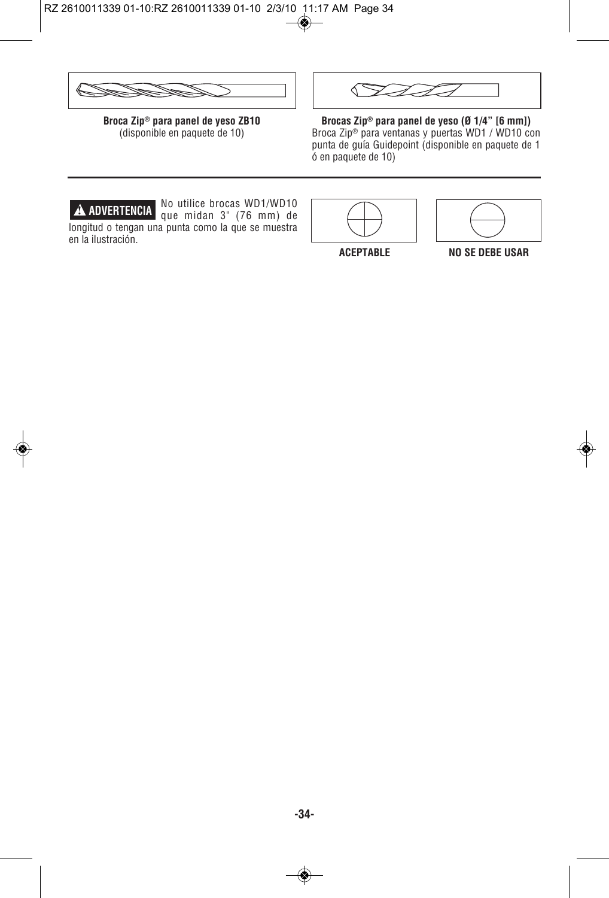**Broca Zip® para panel de yeso ZB10**
(disponible en paquete de 10)

**Brocas Zip® para panel de yeso (Ø 1/4" [6 mm])**
Broca Zip® para ventanas y puertas WD1 / WD10 con punta de guía Guidepoint (disponible en paquete de 1 ó en paquete de 10)

---

**⚠ ADVERTENCIA** No utilice brocas WD1/WD10 que midan 3" (76 mm) de longitud o tengan una punta como la que se muestra en la ilustración.

**ACEPTABLE**

**NO SE DEBE USAR**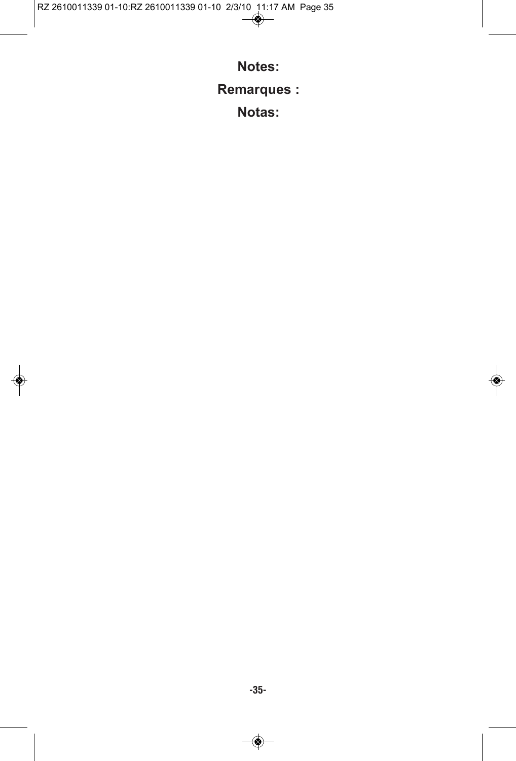**Notes:**

**Remarques :**

**Notas:**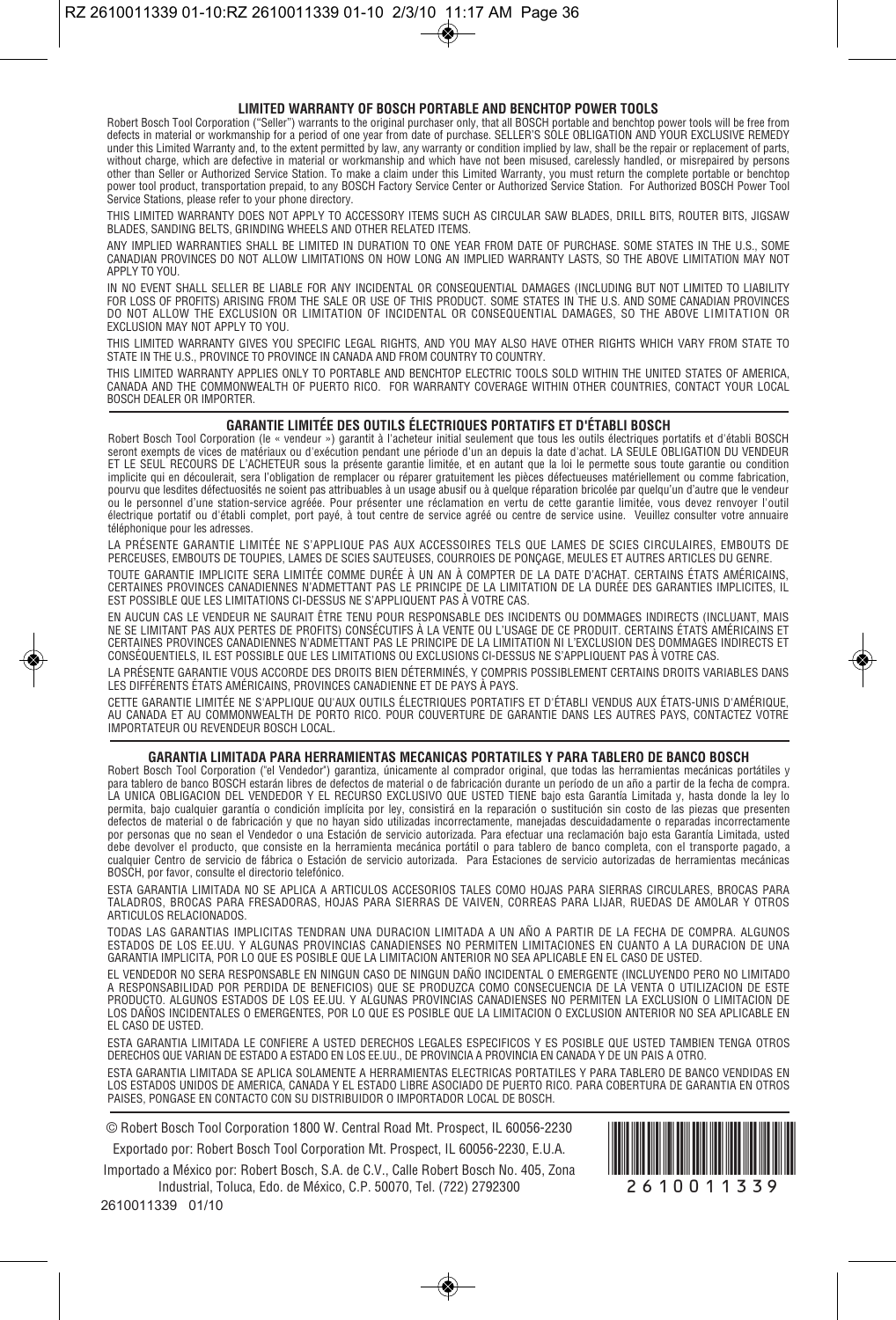## LIMITED WARRANTY OF BOSCH PORTABLE AND BENCHTOP POWER TOOLS

Robert Bosch Tool Corporation ("Seller") warrants to the original purchaser only, that all BOSCH portable and benchtop power tools will be free from defects in material or workmanship for a period of one year from date of purchase. SELLER'S SOLE OBLIGATION AND YOUR EXCLUSIVE REMEDY under this Limited Warranty and, to the extent permitted by law, any warranty or condition implied by law, shall be the repair or replacement of parts, without charge, which are defective in material or workmanship and which have not been misused, carelessly handled, or misrepaired by persons other than Seller or Authorized Service Station. To make a claim under this Limited Warranty, you must return the complete portable or benchtop power tool product, transportation prepaid, to any BOSCH Factory Service Center or Authorized Service Station. For Authorized BOSCH Power Tool Service Stations, please refer to your phone directory.

THIS LIMITED WARRANTY DOES NOT APPLY TO ACCESSORY ITEMS SUCH AS CIRCULAR SAW BLADES, DRILL BITS, ROUTER BITS, JIGSAW BLADES, SANDING BELTS, GRINDING WHEELS AND OTHER RELATED ITEMS.

ANY IMPLIED WARRANTIES SHALL BE LIMITED IN DURATION TO ONE YEAR FROM DATE OF PURCHASE. SOME STATES IN THE U.S., SOME CANADIAN PROVINCES DO NOT ALLOW LIMITATIONS ON HOW LONG AN IMPLIED WARRANTY LASTS, SO THE ABOVE LIMITATION MAY NOT APPLY TO YOU.

IN NO EVENT SHALL SELLER BE LIABLE FOR ANY INCIDENTAL OR CONSEQUENTIAL DAMAGES (INCLUDING BUT NOT LIMITED TO LIABILITY FOR LOSS OF PROFITS) ARISING FROM THE SALE OR USE OF THIS PRODUCT. SOME STATES IN THE U.S. AND SOME CANADIAN PROVINCES DO NOT ALLOW THE EXCLUSION OR LIMITATION OF INCIDENTAL OR CONSEQUENTIAL DAMAGES, SO THE ABOVE LIMITATION OR EXCLUSION MAY NOT APPLY TO YOU.

THIS LIMITED WARRANTY GIVES YOU SPECIFIC LEGAL RIGHTS, AND YOU MAY ALSO HAVE OTHER RIGHTS WHICH VARY FROM STATE TO STATE IN THE U.S., PROVINCE TO PROVINCE IN CANADA AND FROM COUNTRY TO COUNTRY.

THIS LIMITED WARRANTY APPLIES ONLY TO PORTABLE AND BENCHTOP ELECTRIC TOOLS SOLD WITHIN THE UNITED STATES OF AMERICA, CANADA AND THE COMMONWEALTH OF PUERTO RICO. FOR WARRANTY COVERAGE WITHIN OTHER COUNTRIES, CONTACT YOUR LOCAL BOSCH DEALER OR IMPORTER.

---

## GARANTIE LIMITÉE DES OUTILS ÉLECTRIQUES PORTATIFS ET D'ÉTABLI BOSCH

Robert Bosch Tool Corporation (le « vendeur ») garantit à l'acheteur initial seulement que tous les outils électriques portatifs et d'établi BOSCH seront exempts de vices de matériaux ou d'exécution pendant une période d'un an depuis la date d'achat. LA SEULE OBLIGATION DU VENDEUR ET LE SEUL RECOURS DE L'ACHETEUR sous la présente garantie limitée, et en autant que la loi le permette sous toute garantie ou condition implicite qui en découlerait, sera l'obligation de remplacer ou réparer gratuitement les pièces défectueuses matériellement ou comme fabrication, pourvu que lesdites défectuosités ne soient pas attribuables à un usage abusif ou à quelque réparation bricolée par quelqu'un d'autre que le vendeur ou le personnel d'une station-service agréée. Pour présenter une réclamation en vertu de cette garantie limitée, vous devez renvoyer l'outil électrique portatif ou d'établi complet, port payé, à tout centre de service agréé ou centre de service usine. Veuillez consulter votre annuaire téléphonique pour les adresses.

LA PRÉSENTE GARANTIE LIMITÉE NE S'APPLIQUE PAS AUX ACCESSOIRES TELS QUE LAMES DE SCIES CIRCULAIRES, EMBOUTS DE PERCEUSES, EMBOUTS DE TOUPIES, LAMES DE SCIES SAUTEUSES, COURROIES DE PONÇAGE, MEULES ET AUTRES ARTICLES DU GENRE.

TOUTE GARANTIE IMPLICITE SERA LIMITÉE COMME DURÉE À UN AN À COMPTER DE LA DATE D'ACHAT. CERTAINS ÉTATS AMÉRICAINS, CERTAINES PROVINCES CANADIENNES N'ADMETTANT PAS LE PRINCIPE DE LA LIMITATION DE LA DURÉE DES GARANTIES IMPLICITES, IL EST POSSIBLE QUE LES LIMITATIONS CI-DESSUS NE S'APPLIQUENT PAS À VOTRE CAS.

EN AUCUN CAS LE VENDEUR NE SAURAIT ÊTRE TENU POUR RESPONSABLE DES INCIDENTS OU DOMMAGES INDIRECTS (INCLUANT, MAIS NE SE LIMITANT PAS AUX PERTES DE PROFITS) CONSÉCUTIFS À LA VENTE OU L'USAGE DE CE PRODUIT. CERTAINS ÉTATS AMÉRICAINS ET CERTAINES PROVINCES CANADIENNES N'ADMETTANT PAS LE PRINCIPE DE LA LIMITATION NI L'EXCLUSION DES DOMMAGES INDIRECTS ET CONSÉQUENTIELS, IL EST POSSIBLE QUE LES LIMITATIONS OU EXCLUSIONS CI-DESSUS NE S'APPLIQUENT PAS À VOTRE CAS.

LA PRÉSENTE GARANTIE VOUS ACCORDE DES DROITS BIEN DÉTERMINÉS, Y COMPRIS POSSIBLEMENT CERTAINS DROITS VARIABLES DANS LES DIFFÉRENTS ÉTATS AMÉRICAINS, PROVINCES CANADIENNE ET DE PAYS À PAYS.

CETTE GARANTIE LIMITÉE NE S'APPLIQUE QU'AUX OUTILS ÉLECTRIQUES PORTATIFS ET D'ÉTABLI VENDUS AUX ÉTATS-UNIS D'AMÉRIQUE, AU CANADA ET AU COMMONWEALTH DE PORTO RICO. POUR COUVERTURE DE GARANTIE DANS LES AUTRES PAYS, CONTACTEZ VOTRE IMPORTATEUR OU REVENDEUR BOSCH LOCAL.

---

## GARANTIA LIMITADA PARA HERRAMIENTAS MECANICAS PORTATILES Y PARA TABLERO DE BANCO BOSCH

Robert Bosch Tool Corporation ("el Vendedor") garantiza, únicamente al comprador original, que todas las herramientas mecánicas portátiles y para tablero de banco BOSCH estarán libres de defectos de material o de fabricación durante un período de un año a partir de la fecha de compra. LA UNICA OBLIGACION DEL VENDEDOR Y EL RECURSO EXCLUSIVO QUE USTED TIENE bajo esta Garantía Limitada y, hasta donde la ley lo permita, bajo cualquier garantía o condición implícita por ley, consistirá en la reparación o sustitución sin costo de las piezas que presenten defectos de material o de fabricación y que no hayan sido utilizadas incorrectamente, manejadas descuidadamente o reparadas incorrectamente por personas que no sean el Vendedor o una Estación de servicio autorizada. Para efectuar una reclamación bajo esta Garantía Limitada, usted debe devolver el producto, que consiste en la herramienta mecánica portátil o para tablero de banco completa, con el transporte pagado, a cualquier Centro de servicio de fábrica o Estación de servicio autorizada. Para Estaciones de servicio autorizadas de herramientas mecánicas BOSCH, por favor, consulte el directorio telefónico.

ESTA GARANTIA LIMITADA NO SE APLICA A ARTICULOS ACCESORIOS TALES COMO HOJAS PARA SIERRAS CIRCULARES, BROCAS PARA TALADROS, BROCAS PARA FRESADORAS, HOJAS PARA SIERRAS DE VAIVEN, CORREAS PARA LIJAR, RUEDAS DE AMOLAR Y OTROS ARTICULOS RELACIONADOS.

TODAS LAS GARANTIAS IMPLICITAS TENDRAN UNA DURACION LIMITADA A UN AÑO A PARTIR DE LA FECHA DE COMPRA. ALGUNOS ESTADOS DE LOS EE.UU. Y ALGUNAS PROVINCIAS CANADIENSES NO PERMITEN LIMITACIONES EN CUANTO A LA DURACION DE UNA GARANTIA IMPLICITA, POR LO QUE ES POSIBLE QUE LA LIMITACION ANTERIOR NO SEA APLICABLE EN EL CASO DE USTED.

EL VENDEDOR NO SERA RESPONSABLE EN NINGUN CASO DE NINGUN DAÑO INCIDENTAL O EMERGENTE (INCLUYENDO PERO NO LIMITADO A RESPONSABILIDAD POR PERDIDA DE BENEFICIOS) QUE SE PRODUZCA COMO CONSECUENCIA DE LA VENTA O UTILIZACION DE ESTE PRODUCTO. ALGUNOS ESTADOS DE LOS EE.UU. Y ALGUNAS PROVINCIAS CANADIENSES NO PERMITEN LA EXCLUSION O LIMITACION DE LOS DAÑOS INCIDENTALES O EMERGENTES, POR LO QUE ES POSIBLE QUE LA LIMITACION O EXCLUSION ANTERIOR NO SEA APLICABLE EN EL CASO DE USTED.

ESTA GARANTIA LIMITADA LE CONFIERE A USTED DERECHOS LEGALES ESPECIFICOS Y ES POSIBLE QUE USTED TAMBIEN TENGA OTROS DERECHOS QUE VARIAN DE ESTADO A ESTADO EN LOS EE.UU., DE PROVINCIA A PROVINCIA EN CANADA Y DE UN PAIS A OTRO.

ESTA GARANTIA LIMITADA SE APLICA SOLAMENTE A HERRAMIENTAS ELECTRICAS PORTATILES Y PARA TABLERO DE BANCO VENDIDAS EN LOS ESTADOS UNIDOS DE AMERICA, CANADA Y EL ESTADO LIBRE ASOCIADO DE PUERTO RICO. PARA COBERTURA DE GARANTIA EN OTROS PAISES, PONGASE EN CONTACTO CON SU DISTRIBUIDOR O IMPORTADOR LOCAL DE BOSCH.

---

© Robert Bosch Tool Corporation 1800 W. Central Road Mt. Prospect, IL 60056-2230

Exportado por: Robert Bosch Tool Corporation Mt. Prospect, IL 60056-2230, E.U.A.

Importado a México por: Robert Bosch, S.A. de C.V., Calle Robert Bosch No. 405, Zona Industrial, Toluca, Edo. de México, C.P. 50070, Tel. (722) 2792300

2610011339

2610011339 01/10